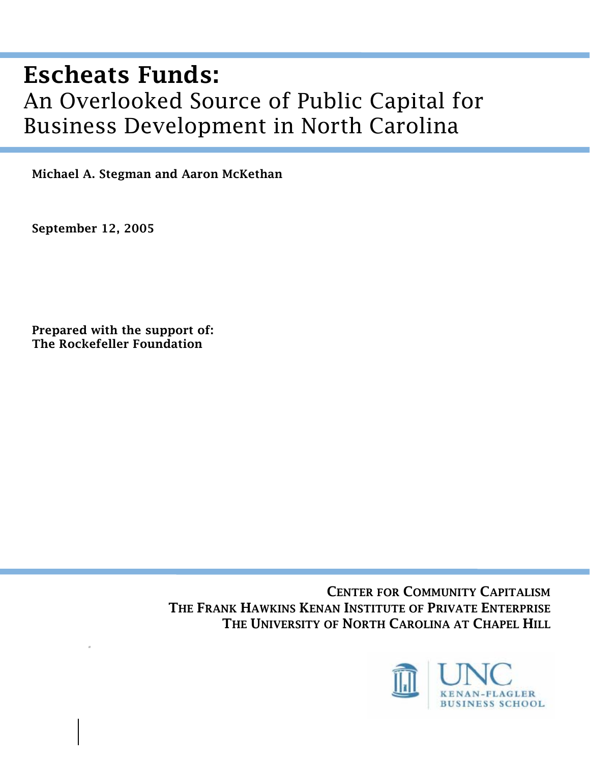# Escheats Funds:

An Overlooked Source of Public Capital for Business Development in North Carolina

**Michael A. Stegman and Aaron McKethan**

**September 12, 2005**

**Prepared with the support of:**
**The Rockefeller Foundation**

CENTER FOR COMMUNITY CAPITALISM
THE FRANK HAWKINS KENAN INSTITUTE OF PRIVATE ENTERPRISE
THE UNIVERSITY OF NORTH CAROLINA AT CHAPEL HILL

UNC
KENAN-FLAGLER
BUSINESS SCHOOL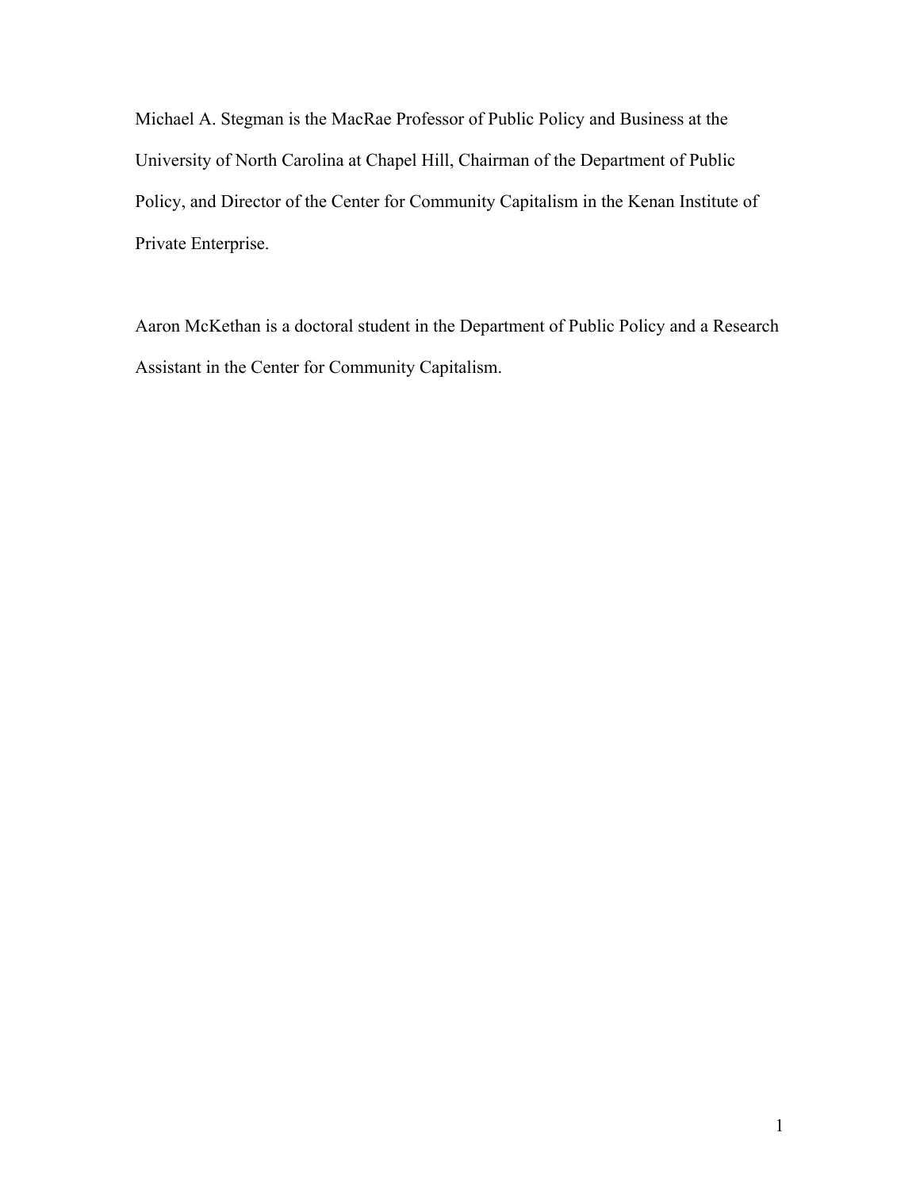Michael A. Stegman is the MacRae Professor of Public Policy and Business at the University of North Carolina at Chapel Hill, Chairman of the Department of Public Policy, and Director of the Center for Community Capitalism in the Kenan Institute of Private Enterprise.

Aaron McKethan is a doctoral student in the Department of Public Policy and a Research Assistant in the Center for Community Capitalism.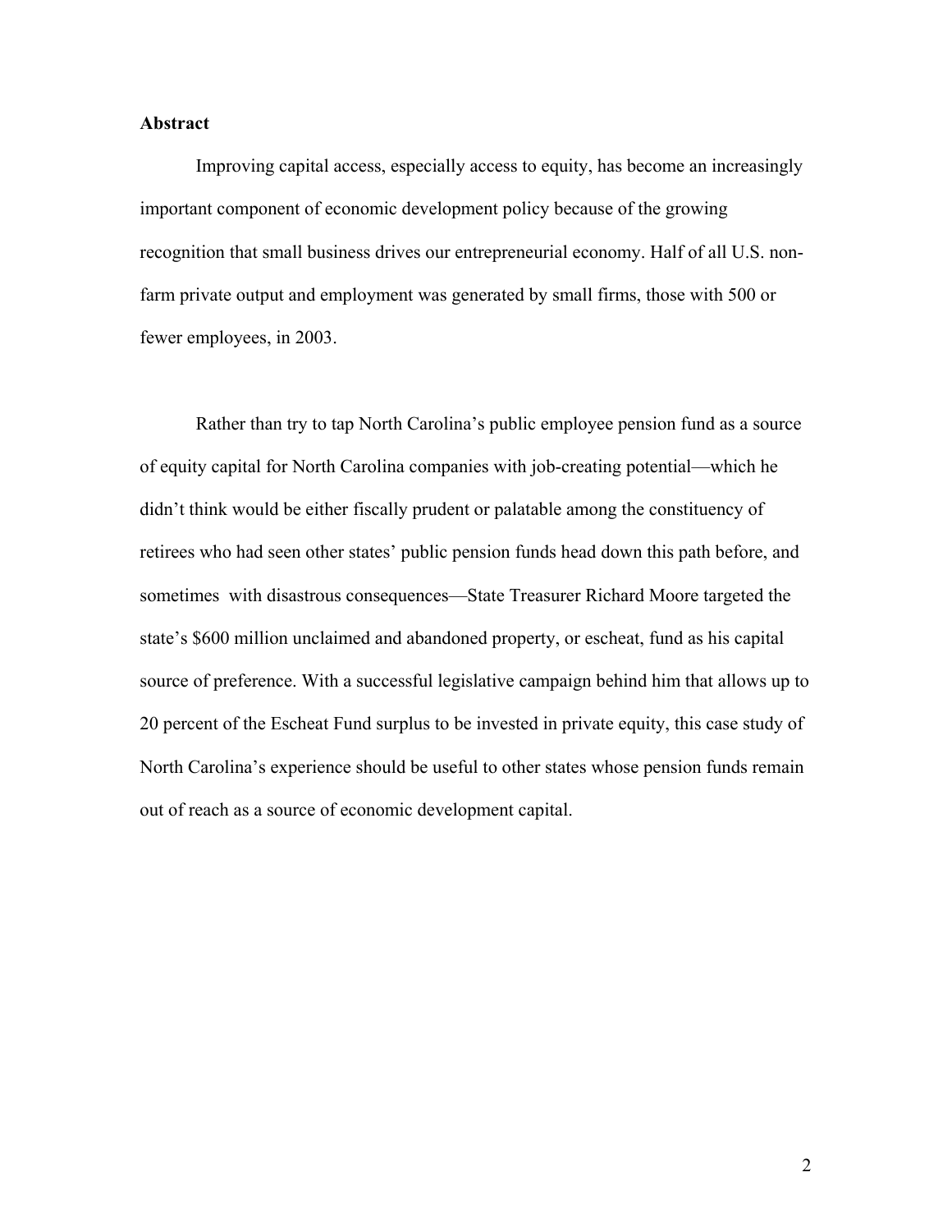**Abstract**

Improving capital access, especially access to equity, has become an increasingly important component of economic development policy because of the growing recognition that small business drives our entrepreneurial economy. Half of all U.S. non-farm private output and employment was generated by small firms, those with 500 or fewer employees, in 2003.

Rather than try to tap North Carolina's public employee pension fund as a source of equity capital for North Carolina companies with job-creating potential—which he didn't think would be either fiscally prudent or palatable among the constituency of retirees who had seen other states' public pension funds head down this path before, and sometimes with disastrous consequences—State Treasurer Richard Moore targeted the state's $600 million unclaimed and abandoned property, or escheat, fund as his capital source of preference. With a successful legislative campaign behind him that allows up to 20 percent of the Escheat Fund surplus to be invested in private equity, this case study of North Carolina's experience should be useful to other states whose pension funds remain out of reach as a source of economic development capital.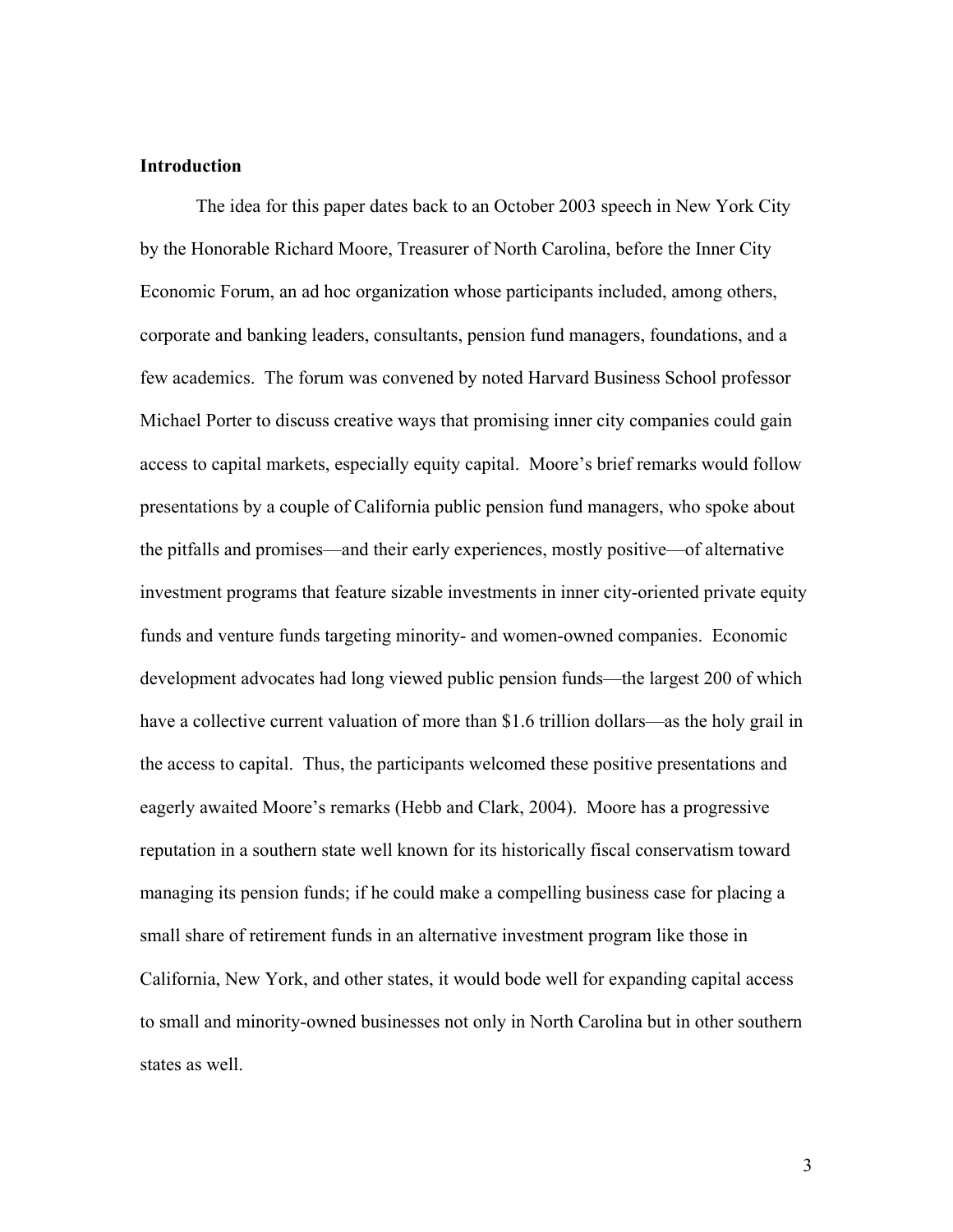**Introduction**

The idea for this paper dates back to an October 2003 speech in New York City by the Honorable Richard Moore, Treasurer of North Carolina, before the Inner City Economic Forum, an ad hoc organization whose participants included, among others, corporate and banking leaders, consultants, pension fund managers, foundations, and a few academics. The forum was convened by noted Harvard Business School professor Michael Porter to discuss creative ways that promising inner city companies could gain access to capital markets, especially equity capital. Moore's brief remarks would follow presentations by a couple of California public pension fund managers, who spoke about the pitfalls and promises—and their early experiences, mostly positive—of alternative investment programs that feature sizable investments in inner city-oriented private equity funds and venture funds targeting minority- and women-owned companies. Economic development advocates had long viewed public pension funds—the largest 200 of which have a collective current valuation of more than $1.6 trillion dollars—as the holy grail in the access to capital. Thus, the participants welcomed these positive presentations and eagerly awaited Moore's remarks (Hebb and Clark, 2004). Moore has a progressive reputation in a southern state well known for its historically fiscal conservatism toward managing its pension funds; if he could make a compelling business case for placing a small share of retirement funds in an alternative investment program like those in California, New York, and other states, it would bode well for expanding capital access to small and minority-owned businesses not only in North Carolina but in other southern states as well.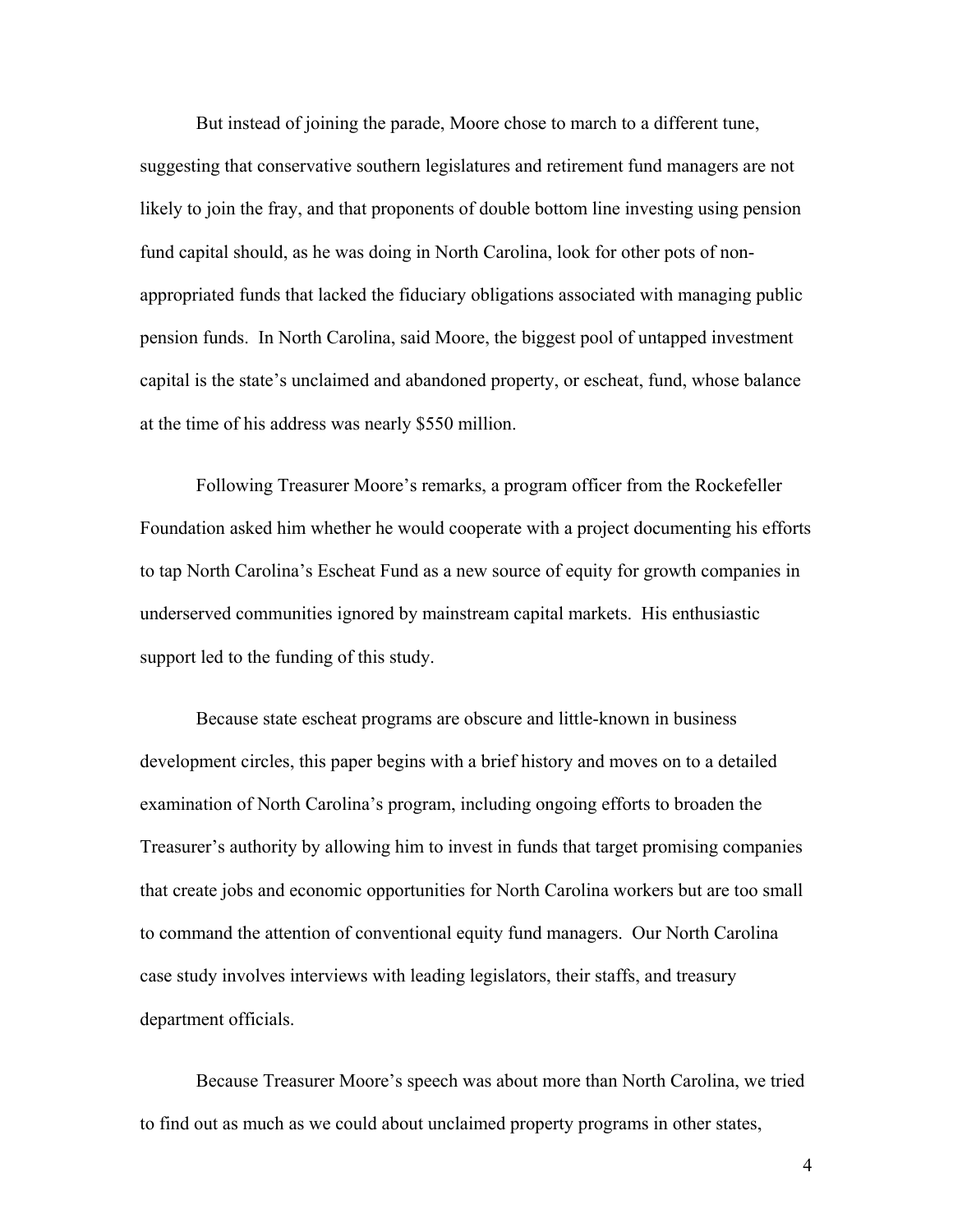But instead of joining the parade, Moore chose to march to a different tune, suggesting that conservative southern legislatures and retirement fund managers are not likely to join the fray, and that proponents of double bottom line investing using pension fund capital should, as he was doing in North Carolina, look for other pots of non-appropriated funds that lacked the fiduciary obligations associated with managing public pension funds. In North Carolina, said Moore, the biggest pool of untapped investment capital is the state's unclaimed and abandoned property, or escheat, fund, whose balance at the time of his address was nearly $550 million.

Following Treasurer Moore's remarks, a program officer from the Rockefeller Foundation asked him whether he would cooperate with a project documenting his efforts to tap North Carolina's Escheat Fund as a new source of equity for growth companies in underserved communities ignored by mainstream capital markets. His enthusiastic support led to the funding of this study.

Because state escheat programs are obscure and little-known in business development circles, this paper begins with a brief history and moves on to a detailed examination of North Carolina's program, including ongoing efforts to broaden the Treasurer's authority by allowing him to invest in funds that target promising companies that create jobs and economic opportunities for North Carolina workers but are too small to command the attention of conventional equity fund managers. Our North Carolina case study involves interviews with leading legislators, their staffs, and treasury department officials.

Because Treasurer Moore's speech was about more than North Carolina, we tried to find out as much as we could about unclaimed property programs in other states,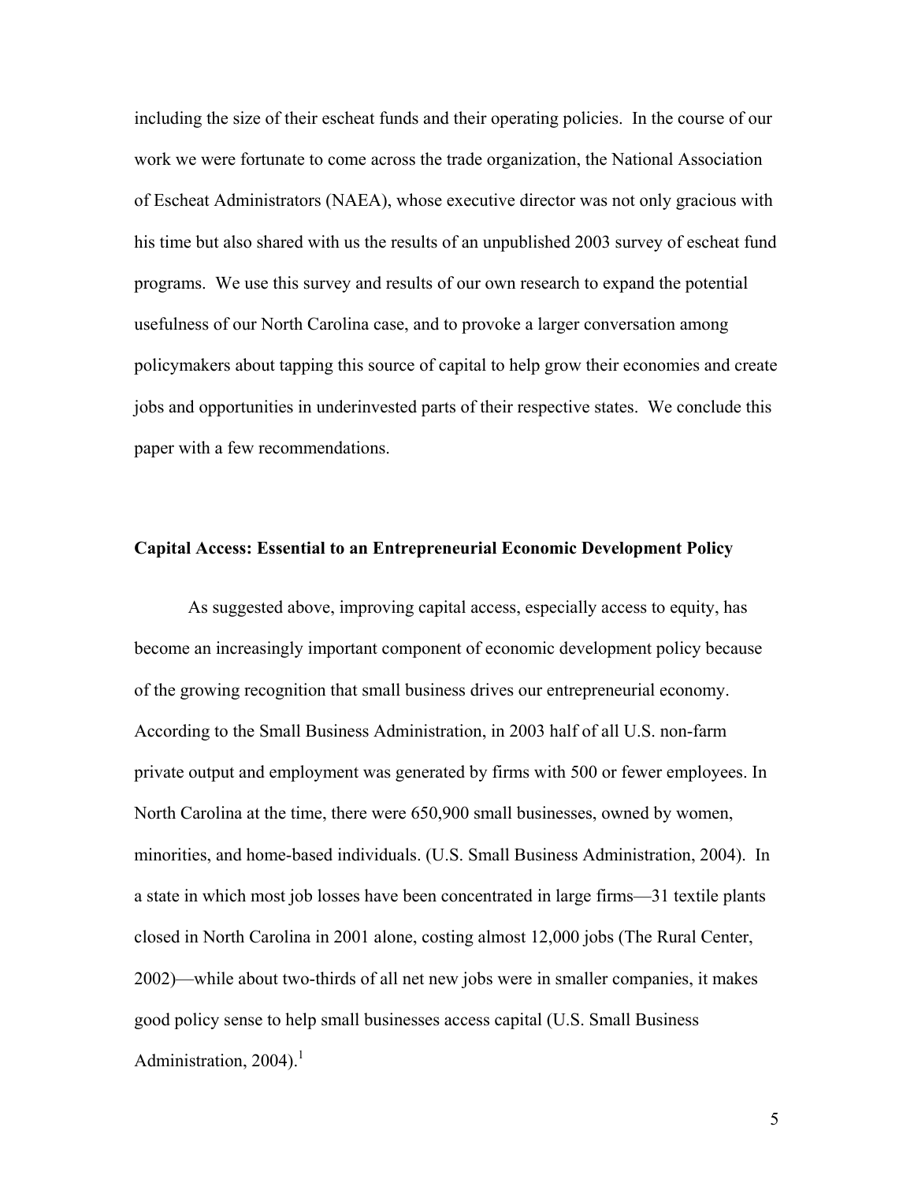including the size of their escheat funds and their operating policies. In the course of our work we were fortunate to come across the trade organization, the National Association of Escheat Administrators (NAEA), whose executive director was not only gracious with his time but also shared with us the results of an unpublished 2003 survey of escheat fund programs. We use this survey and results of our own research to expand the potential usefulness of our North Carolina case, and to provoke a larger conversation among policymakers about tapping this source of capital to help grow their economies and create jobs and opportunities in underinvested parts of their respective states. We conclude this paper with a few recommendations.

## Capital Access: Essential to an Entrepreneurial Economic Development Policy

As suggested above, improving capital access, especially access to equity, has become an increasingly important component of economic development policy because of the growing recognition that small business drives our entrepreneurial economy. According to the Small Business Administration, in 2003 half of all U.S. non-farm private output and employment was generated by firms with 500 or fewer employees. In North Carolina at the time, there were 650,900 small businesses, owned by women, minorities, and home-based individuals. (U.S. Small Business Administration, 2004). In a state in which most job losses have been concentrated in large firms—31 textile plants closed in North Carolina in 2001 alone, costing almost 12,000 jobs (The Rural Center, 2002)—while about two-thirds of all net new jobs were in smaller companies, it makes good policy sense to help small businesses access capital (U.S. Small Business Administration, 2004).[1]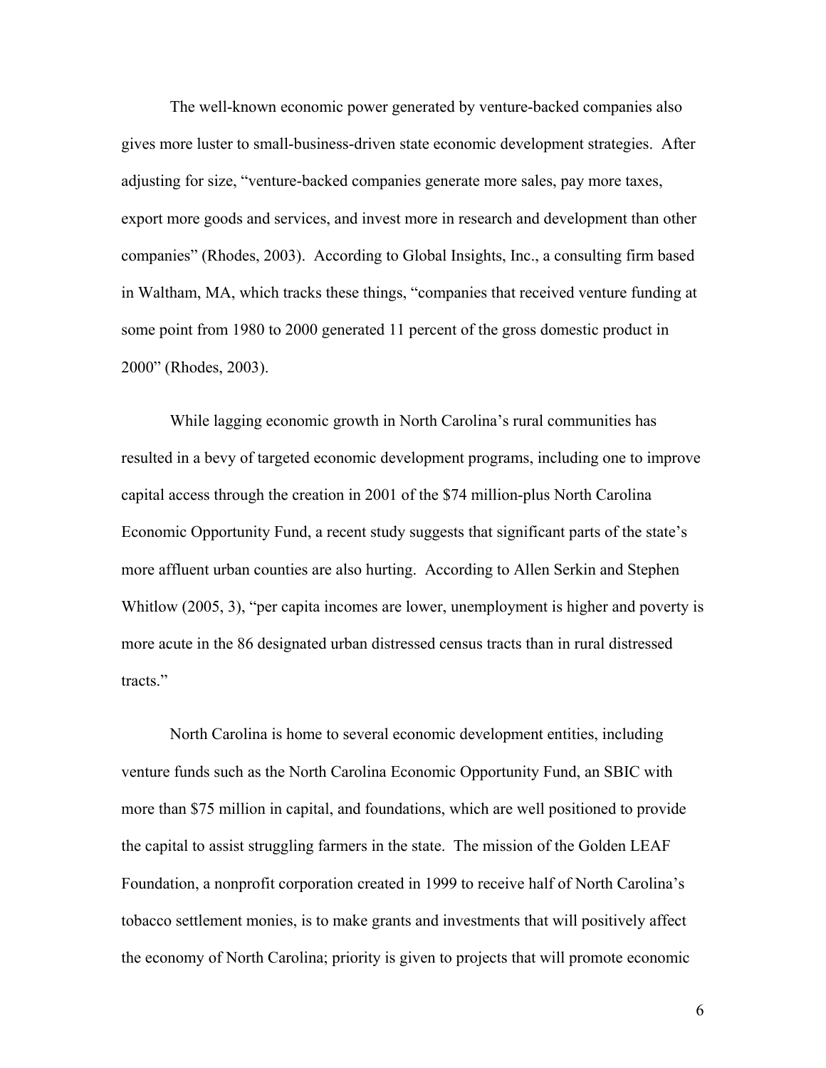The well-known economic power generated by venture-backed companies also gives more luster to small-business-driven state economic development strategies. After adjusting for size, "venture-backed companies generate more sales, pay more taxes, export more goods and services, and invest more in research and development than other companies" (Rhodes, 2003). According to Global Insights, Inc., a consulting firm based in Waltham, MA, which tracks these things, "companies that received venture funding at some point from 1980 to 2000 generated 11 percent of the gross domestic product in 2000" (Rhodes, 2003).

While lagging economic growth in North Carolina's rural communities has resulted in a bevy of targeted economic development programs, including one to improve capital access through the creation in 2001 of the $74 million-plus North Carolina Economic Opportunity Fund, a recent study suggests that significant parts of the state's more affluent urban counties are also hurting. According to Allen Serkin and Stephen Whitlow (2005, 3), "per capita incomes are lower, unemployment is higher and poverty is more acute in the 86 designated urban distressed census tracts than in rural distressed tracts."

North Carolina is home to several economic development entities, including venture funds such as the North Carolina Economic Opportunity Fund, an SBIC with more than $75 million in capital, and foundations, which are well positioned to provide the capital to assist struggling farmers in the state. The mission of the Golden LEAF Foundation, a nonprofit corporation created in 1999 to receive half of North Carolina's tobacco settlement monies, is to make grants and investments that will positively affect the economy of North Carolina; priority is given to projects that will promote economic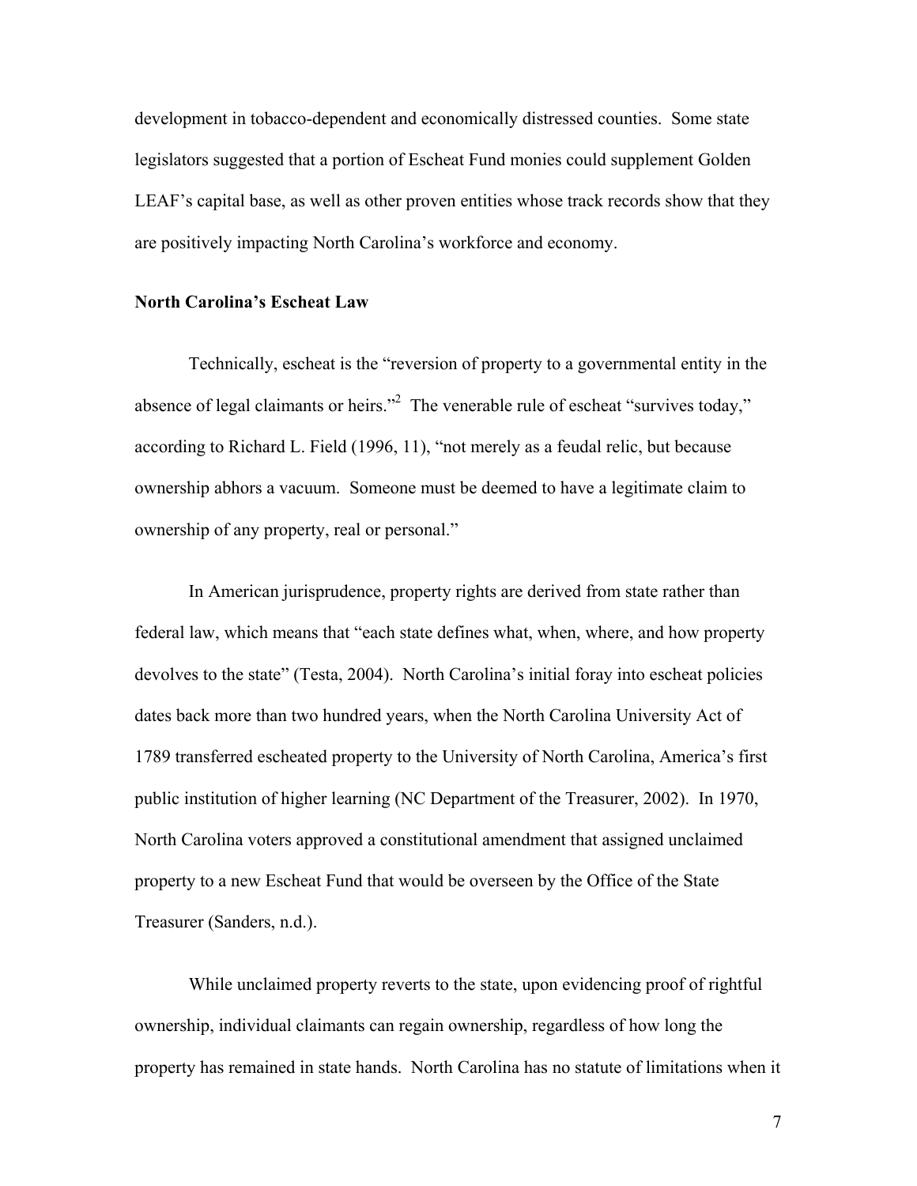development in tobacco-dependent and economically distressed counties. Some state legislators suggested that a portion of Escheat Fund monies could supplement Golden LEAF's capital base, as well as other proven entities whose track records show that they are positively impacting North Carolina's workforce and economy.

**North Carolina's Escheat Law**

Technically, escheat is the "reversion of property to a governmental entity in the absence of legal claimants or heirs."[2] The venerable rule of escheat "survives today," according to Richard L. Field (1996, 11), "not merely as a feudal relic, but because ownership abhors a vacuum. Someone must be deemed to have a legitimate claim to ownership of any property, real or personal."

In American jurisprudence, property rights are derived from state rather than federal law, which means that "each state defines what, when, where, and how property devolves to the state" (Testa, 2004). North Carolina's initial foray into escheat policies dates back more than two hundred years, when the North Carolina University Act of 1789 transferred escheated property to the University of North Carolina, America's first public institution of higher learning (NC Department of the Treasurer, 2002). In 1970, North Carolina voters approved a constitutional amendment that assigned unclaimed property to a new Escheat Fund that would be overseen by the Office of the State Treasurer (Sanders, n.d.).

While unclaimed property reverts to the state, upon evidencing proof of rightful ownership, individual claimants can regain ownership, regardless of how long the property has remained in state hands. North Carolina has no statute of limitations when it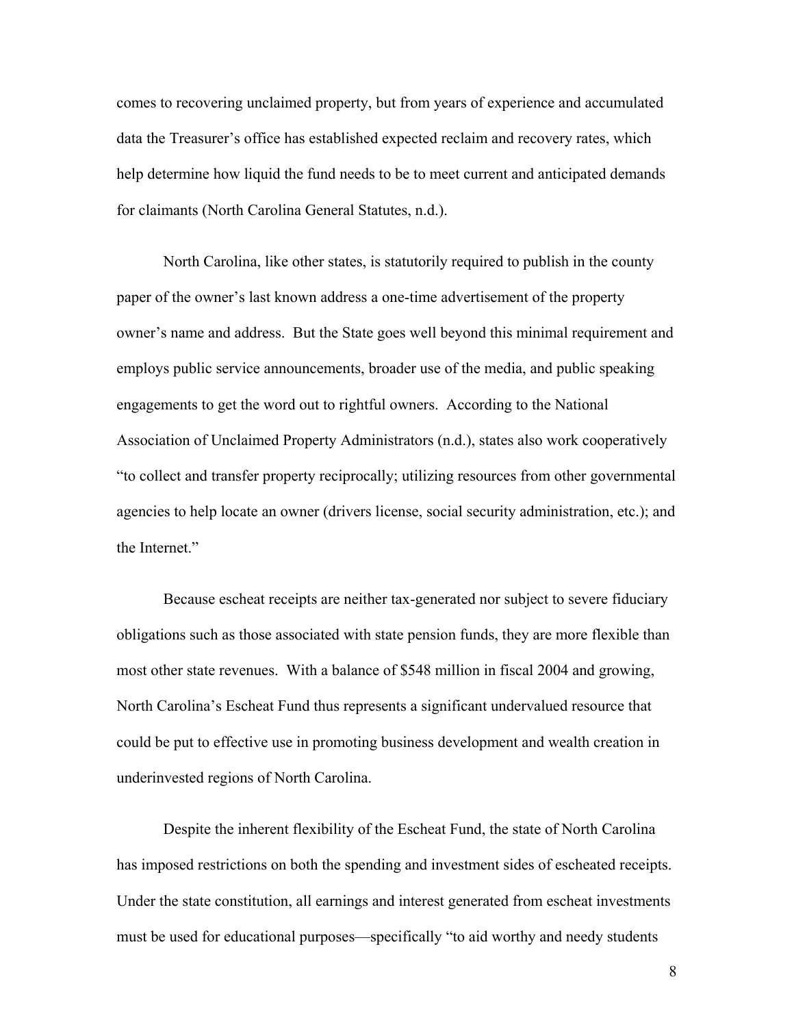comes to recovering unclaimed property, but from years of experience and accumulated data the Treasurer's office has established expected reclaim and recovery rates, which help determine how liquid the fund needs to be to meet current and anticipated demands for claimants (North Carolina General Statutes, n.d.).

North Carolina, like other states, is statutorily required to publish in the county paper of the owner's last known address a one-time advertisement of the property owner's name and address. But the State goes well beyond this minimal requirement and employs public service announcements, broader use of the media, and public speaking engagements to get the word out to rightful owners. According to the National Association of Unclaimed Property Administrators (n.d.), states also work cooperatively "to collect and transfer property reciprocally; utilizing resources from other governmental agencies to help locate an owner (drivers license, social security administration, etc.); and the Internet."

Because escheat receipts are neither tax-generated nor subject to severe fiduciary obligations such as those associated with state pension funds, they are more flexible than most other state revenues. With a balance of $548 million in fiscal 2004 and growing, North Carolina's Escheat Fund thus represents a significant undervalued resource that could be put to effective use in promoting business development and wealth creation in underinvested regions of North Carolina.

Despite the inherent flexibility of the Escheat Fund, the state of North Carolina has imposed restrictions on both the spending and investment sides of escheated receipts. Under the state constitution, all earnings and interest generated from escheat investments must be used for educational purposes—specifically "to aid worthy and needy students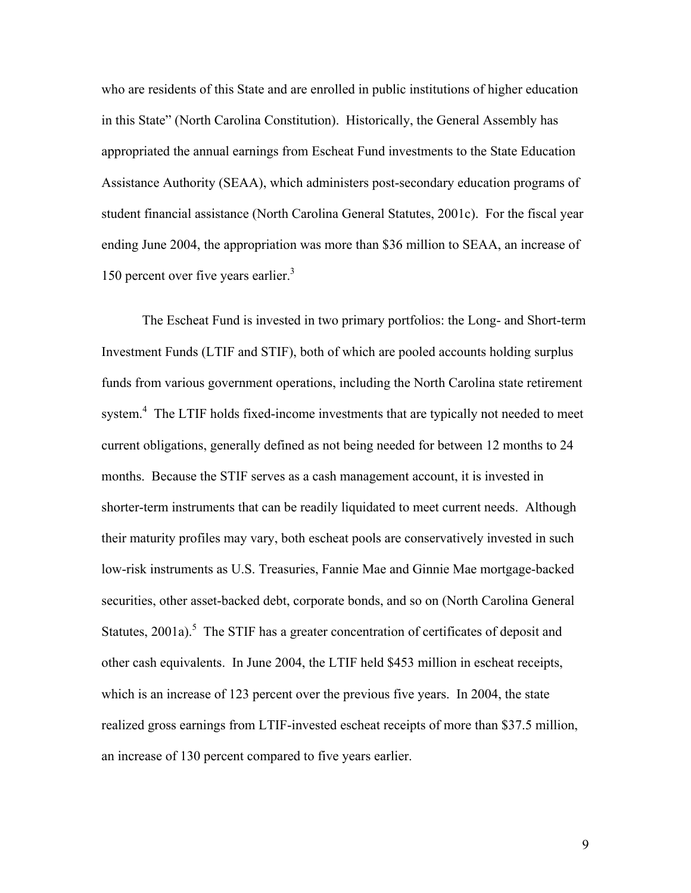who are residents of this State and are enrolled in public institutions of higher education in this State" (North Carolina Constitution). Historically, the General Assembly has appropriated the annual earnings from Escheat Fund investments to the State Education Assistance Authority (SEAA), which administers post-secondary education programs of student financial assistance (North Carolina General Statutes, 2001c). For the fiscal year ending June 2004, the appropriation was more than $36 million to SEAA, an increase of 150 percent over five years earlier.[3]

The Escheat Fund is invested in two primary portfolios: the Long- and Short-term Investment Funds (LTIF and STIF), both of which are pooled accounts holding surplus funds from various government operations, including the North Carolina state retirement system.[4] The LTIF holds fixed-income investments that are typically not needed to meet current obligations, generally defined as not being needed for between 12 months to 24 months. Because the STIF serves as a cash management account, it is invested in shorter-term instruments that can be readily liquidated to meet current needs. Although their maturity profiles may vary, both escheat pools are conservatively invested in such low-risk instruments as U.S. Treasuries, Fannie Mae and Ginnie Mae mortgage-backed securities, other asset-backed debt, corporate bonds, and so on (North Carolina General Statutes, 2001a).[5] The STIF has a greater concentration of certificates of deposit and other cash equivalents. In June 2004, the LTIF held $453 million in escheat receipts, which is an increase of 123 percent over the previous five years. In 2004, the state realized gross earnings from LTIF-invested escheat receipts of more than $37.5 million, an increase of 130 percent compared to five years earlier.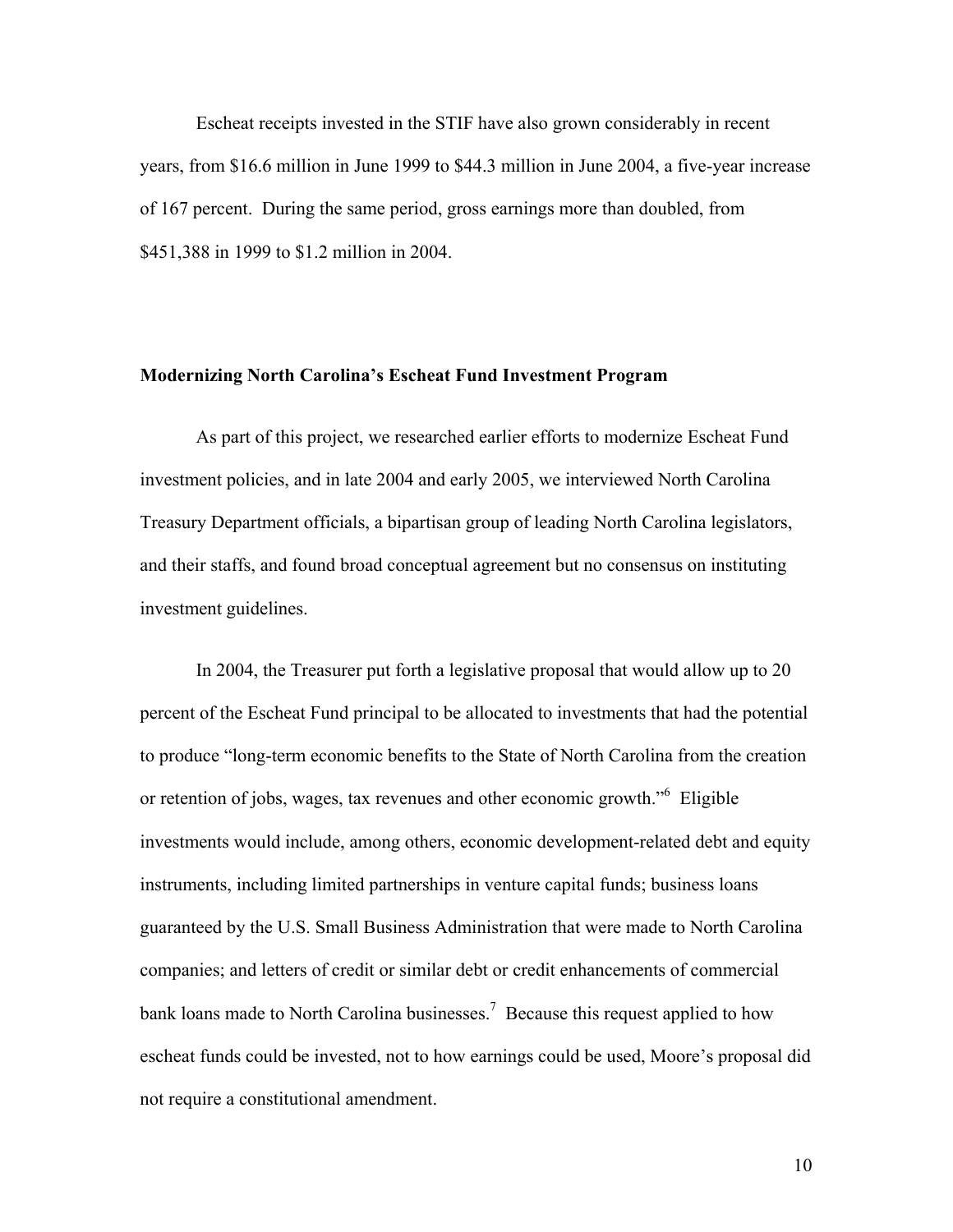Escheat receipts invested in the STIF have also grown considerably in recent years, from \$16.6 million in June 1999 to \$44.3 million in June 2004, a five-year increase of 167 percent. During the same period, gross earnings more than doubled, from \$451,388 in 1999 to \$1.2 million in 2004.

## Modernizing North Carolina's Escheat Fund Investment Program

As part of this project, we researched earlier efforts to modernize Escheat Fund investment policies, and in late 2004 and early 2005, we interviewed North Carolina Treasury Department officials, a bipartisan group of leading North Carolina legislators, and their staffs, and found broad conceptual agreement but no consensus on instituting investment guidelines.

In 2004, the Treasurer put forth a legislative proposal that would allow up to 20 percent of the Escheat Fund principal to be allocated to investments that had the potential to produce "long-term economic benefits to the State of North Carolina from the creation or retention of jobs, wages, tax revenues and other economic growth."[6] Eligible investments would include, among others, economic development-related debt and equity instruments, including limited partnerships in venture capital funds; business loans guaranteed by the U.S. Small Business Administration that were made to North Carolina companies; and letters of credit or similar debt or credit enhancements of commercial bank loans made to North Carolina businesses.[7] Because this request applied to how escheat funds could be invested, not to how earnings could be used, Moore's proposal did not require a constitutional amendment.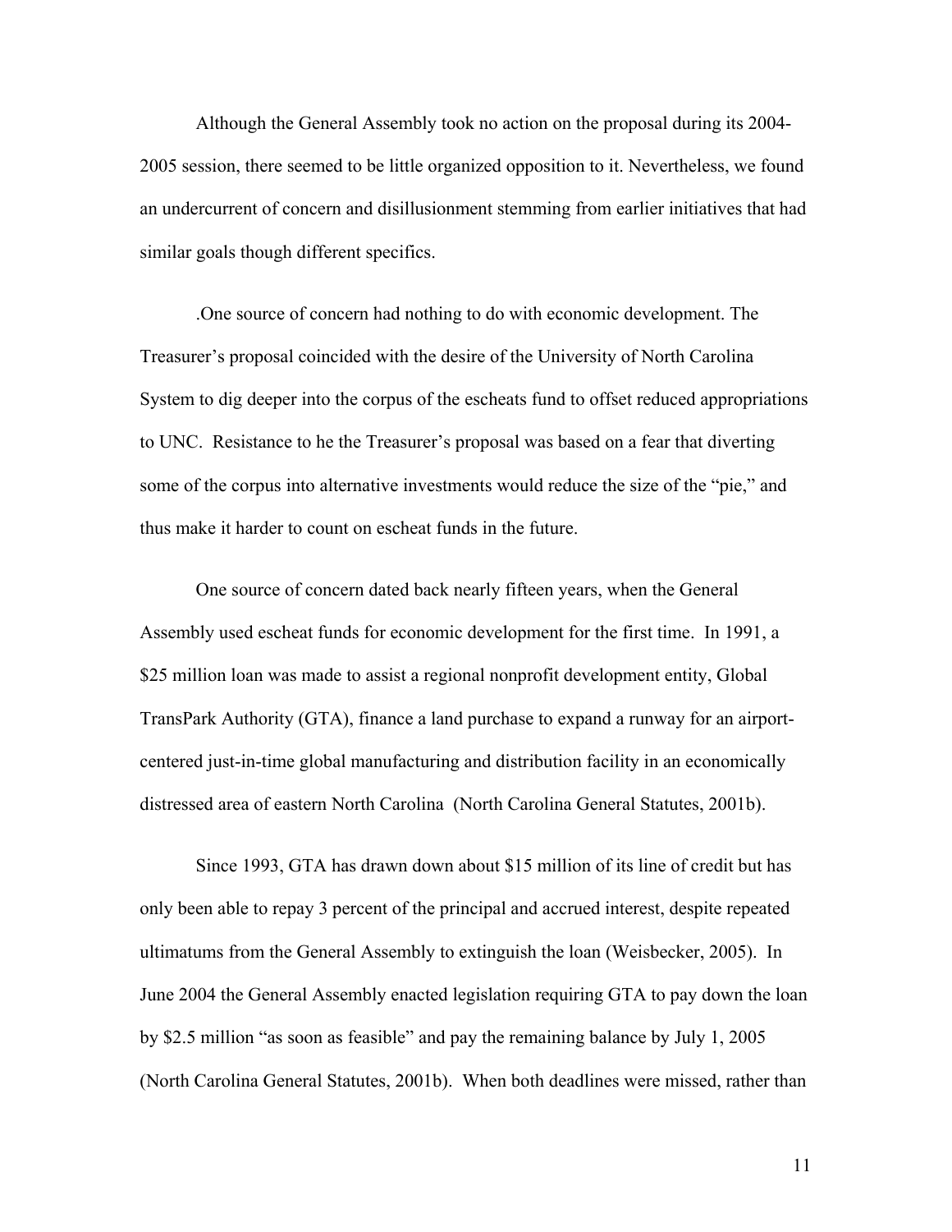Although the General Assembly took no action on the proposal during its 2004-2005 session, there seemed to be little organized opposition to it. Nevertheless, we found an undercurrent of concern and disillusionment stemming from earlier initiatives that had similar goals though different specifics.

.One source of concern had nothing to do with economic development. The Treasurer's proposal coincided with the desire of the University of North Carolina System to dig deeper into the corpus of the escheats fund to offset reduced appropriations to UNC. Resistance to he the Treasurer's proposal was based on a fear that diverting some of the corpus into alternative investments would reduce the size of the "pie," and thus make it harder to count on escheat funds in the future.

One source of concern dated back nearly fifteen years, when the General Assembly used escheat funds for economic development for the first time. In 1991, a $25 million loan was made to assist a regional nonprofit development entity, Global TransPark Authority (GTA), finance a land purchase to expand a runway for an airport-centered just-in-time global manufacturing and distribution facility in an economically distressed area of eastern North Carolina (North Carolina General Statutes, 2001b).

Since 1993, GTA has drawn down about $15 million of its line of credit but has only been able to repay 3 percent of the principal and accrued interest, despite repeated ultimatums from the General Assembly to extinguish the loan (Weisbecker, 2005). In June 2004 the General Assembly enacted legislation requiring GTA to pay down the loan by $2.5 million "as soon as feasible" and pay the remaining balance by July 1, 2005 (North Carolina General Statutes, 2001b). When both deadlines were missed, rather than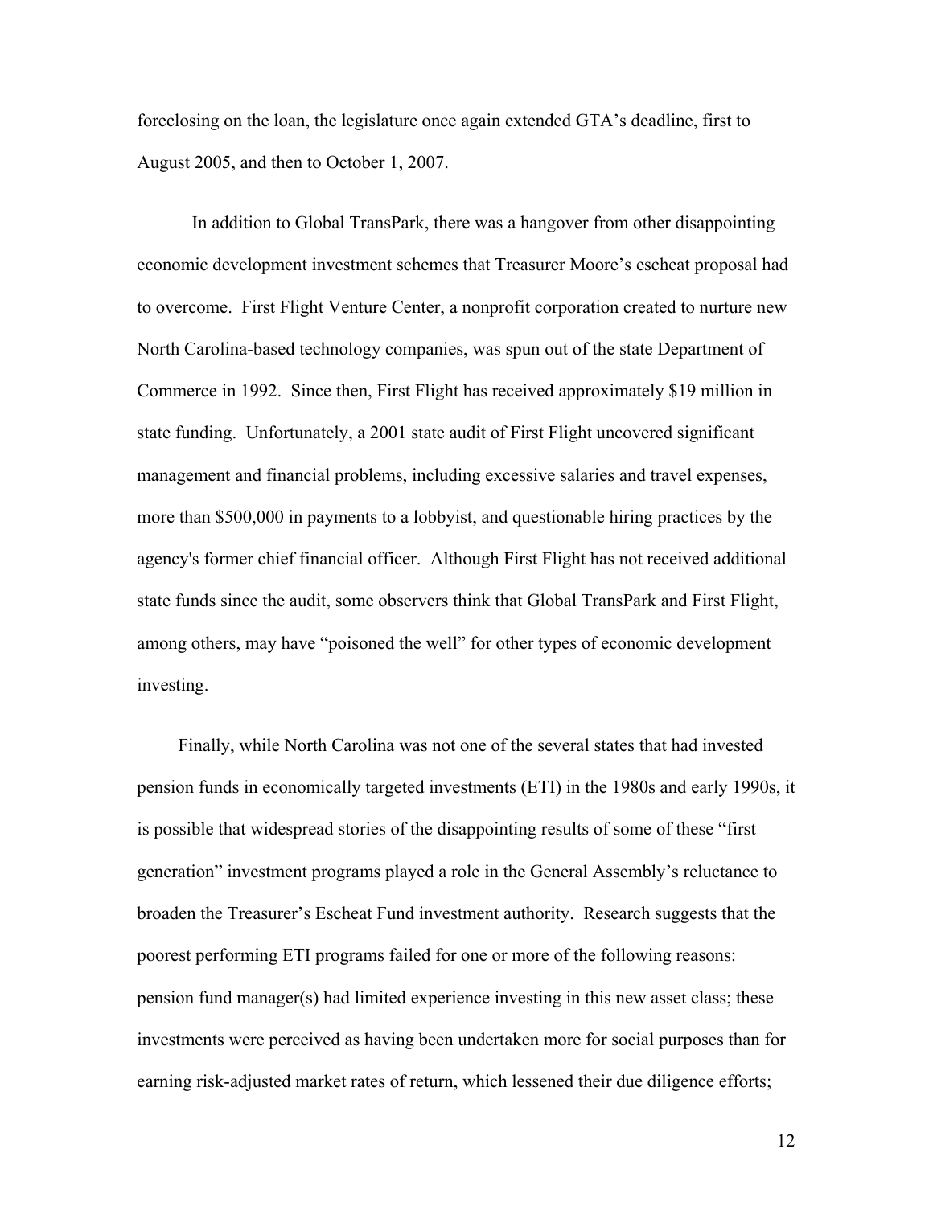foreclosing on the loan, the legislature once again extended GTA's deadline, first to August 2005, and then to October 1, 2007.

In addition to Global TransPark, there was a hangover from other disappointing economic development investment schemes that Treasurer Moore's escheat proposal had to overcome. First Flight Venture Center, a nonprofit corporation created to nurture new North Carolina-based technology companies, was spun out of the state Department of Commerce in 1992. Since then, First Flight has received approximately $19 million in state funding. Unfortunately, a 2001 state audit of First Flight uncovered significant management and financial problems, including excessive salaries and travel expenses, more than $500,000 in payments to a lobbyist, and questionable hiring practices by the agency's former chief financial officer. Although First Flight has not received additional state funds since the audit, some observers think that Global TransPark and First Flight, among others, may have "poisoned the well" for other types of economic development investing.

Finally, while North Carolina was not one of the several states that had invested pension funds in economically targeted investments (ETI) in the 1980s and early 1990s, it is possible that widespread stories of the disappointing results of some of these "first generation" investment programs played a role in the General Assembly's reluctance to broaden the Treasurer's Escheat Fund investment authority. Research suggests that the poorest performing ETI programs failed for one or more of the following reasons: pension fund manager(s) had limited experience investing in this new asset class; these investments were perceived as having been undertaken more for social purposes than for earning risk-adjusted market rates of return, which lessened their due diligence efforts;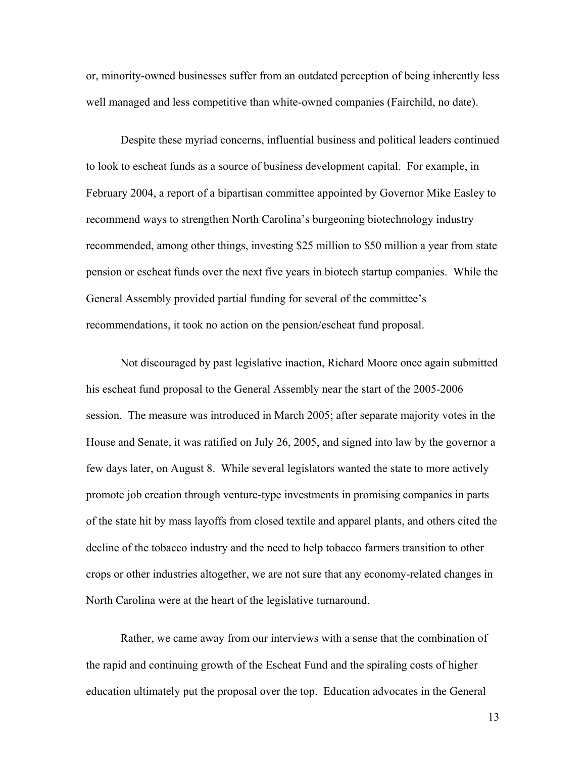or, minority-owned businesses suffer from an outdated perception of being inherently less well managed and less competitive than white-owned companies (Fairchild, no date).

Despite these myriad concerns, influential business and political leaders continued to look to escheat funds as a source of business development capital. For example, in February 2004, a report of a bipartisan committee appointed by Governor Mike Easley to recommend ways to strengthen North Carolina's burgeoning biotechnology industry recommended, among other things, investing $25 million to $50 million a year from state pension or escheat funds over the next five years in biotech startup companies. While the General Assembly provided partial funding for several of the committee's recommendations, it took no action on the pension/escheat fund proposal.

Not discouraged by past legislative inaction, Richard Moore once again submitted his escheat fund proposal to the General Assembly near the start of the 2005-2006 session. The measure was introduced in March 2005; after separate majority votes in the House and Senate, it was ratified on July 26, 2005, and signed into law by the governor a few days later, on August 8. While several legislators wanted the state to more actively promote job creation through venture-type investments in promising companies in parts of the state hit by mass layoffs from closed textile and apparel plants, and others cited the decline of the tobacco industry and the need to help tobacco farmers transition to other crops or other industries altogether, we are not sure that any economy-related changes in North Carolina were at the heart of the legislative turnaround.

Rather, we came away from our interviews with a sense that the combination of the rapid and continuing growth of the Escheat Fund and the spiraling costs of higher education ultimately put the proposal over the top. Education advocates in the General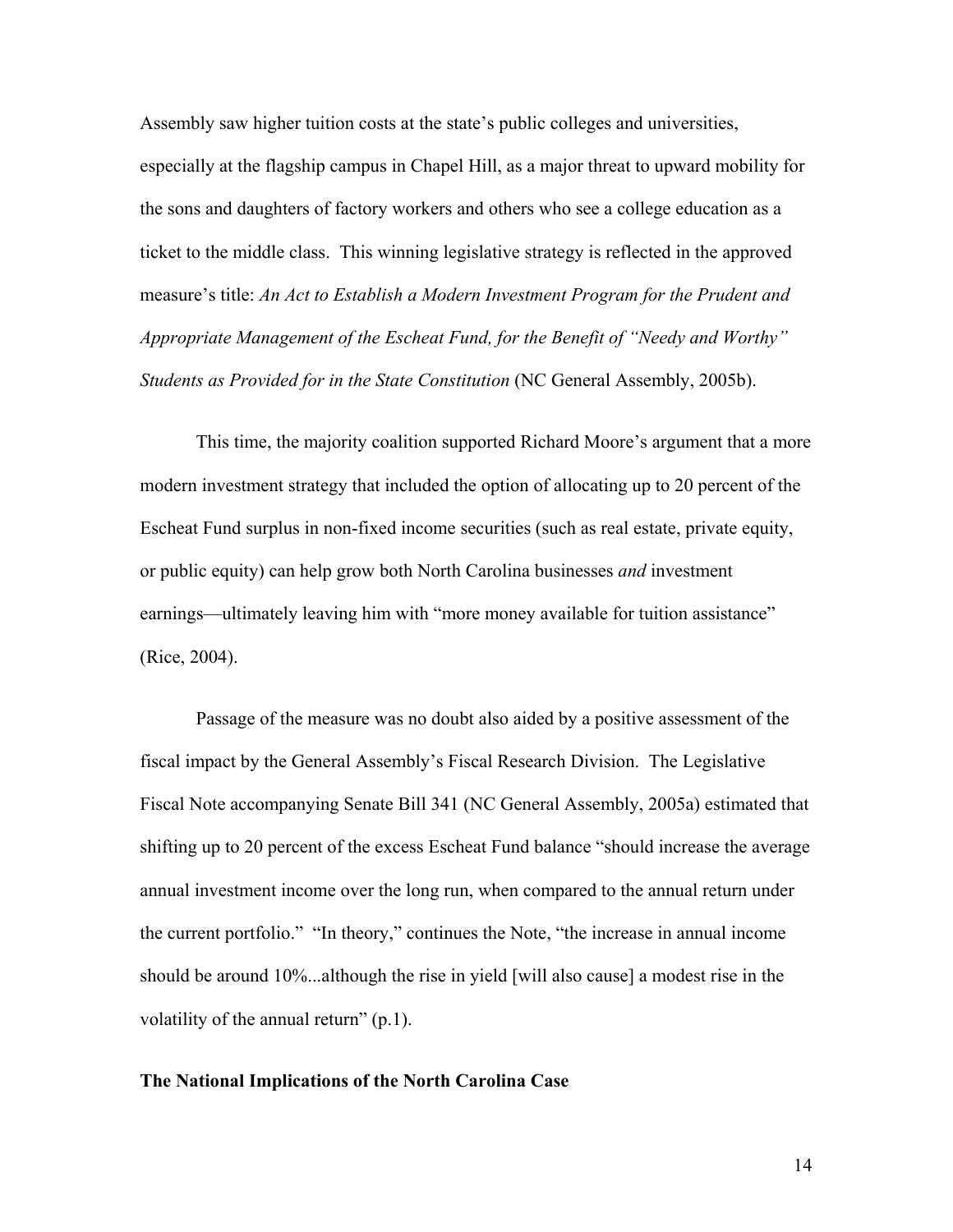Assembly saw higher tuition costs at the state's public colleges and universities, especially at the flagship campus in Chapel Hill, as a major threat to upward mobility for the sons and daughters of factory workers and others who see a college education as a ticket to the middle class. This winning legislative strategy is reflected in the approved measure's title: *An Act to Establish a Modern Investment Program for the Prudent and Appropriate Management of the Escheat Fund, for the Benefit of "Needy and Worthy" Students as Provided for in the State Constitution* (NC General Assembly, 2005b).

This time, the majority coalition supported Richard Moore's argument that a more modern investment strategy that included the option of allocating up to 20 percent of the Escheat Fund surplus in non-fixed income securities (such as real estate, private equity, or public equity) can help grow both North Carolina businesses *and* investment earnings—ultimately leaving him with "more money available for tuition assistance" (Rice, 2004).

Passage of the measure was no doubt also aided by a positive assessment of the fiscal impact by the General Assembly's Fiscal Research Division. The Legislative Fiscal Note accompanying Senate Bill 341 (NC General Assembly, 2005a) estimated that shifting up to 20 percent of the excess Escheat Fund balance "should increase the average annual investment income over the long run, when compared to the annual return under the current portfolio." "In theory," continues the Note, "the increase in annual income should be around 10%...although the rise in yield [will also cause] a modest rise in the volatility of the annual return" (p.1).

**The National Implications of the North Carolina Case**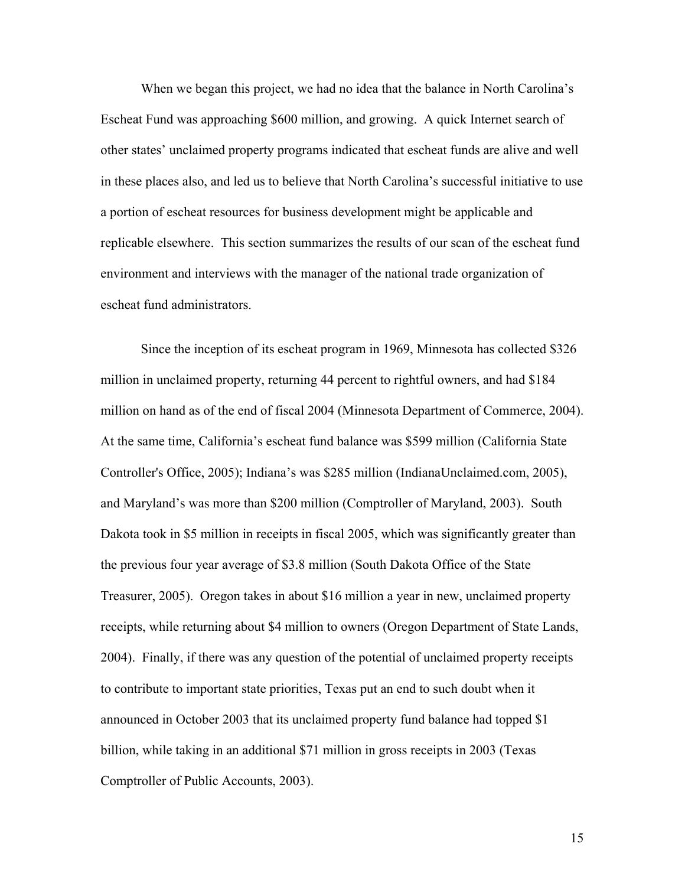When we began this project, we had no idea that the balance in North Carolina's Escheat Fund was approaching $600 million, and growing. A quick Internet search of other states' unclaimed property programs indicated that escheat funds are alive and well in these places also, and led us to believe that North Carolina's successful initiative to use a portion of escheat resources for business development might be applicable and replicable elsewhere. This section summarizes the results of our scan of the escheat fund environment and interviews with the manager of the national trade organization of escheat fund administrators.

Since the inception of its escheat program in 1969, Minnesota has collected $326 million in unclaimed property, returning 44 percent to rightful owners, and had $184 million on hand as of the end of fiscal 2004 (Minnesota Department of Commerce, 2004). At the same time, California's escheat fund balance was $599 million (California State Controller's Office, 2005); Indiana's was $285 million (IndianaUnclaimed.com, 2005), and Maryland's was more than $200 million (Comptroller of Maryland, 2003). South Dakota took in $5 million in receipts in fiscal 2005, which was significantly greater than the previous four year average of $3.8 million (South Dakota Office of the State Treasurer, 2005). Oregon takes in about $16 million a year in new, unclaimed property receipts, while returning about $4 million to owners (Oregon Department of State Lands, 2004). Finally, if there was any question of the potential of unclaimed property receipts to contribute to important state priorities, Texas put an end to such doubt when it announced in October 2003 that its unclaimed property fund balance had topped $1 billion, while taking in an additional $71 million in gross receipts in 2003 (Texas Comptroller of Public Accounts, 2003).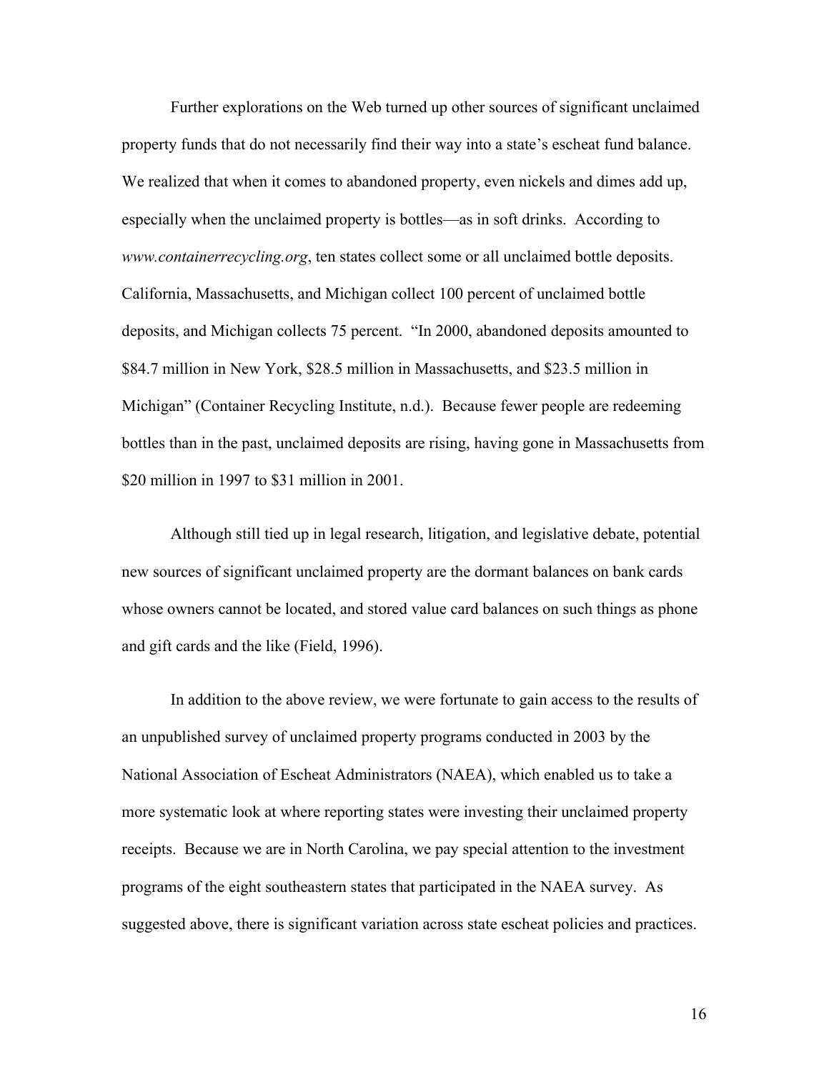Further explorations on the Web turned up other sources of significant unclaimed property funds that do not necessarily find their way into a state's escheat fund balance. We realized that when it comes to abandoned property, even nickels and dimes add up, especially when the unclaimed property is bottles—as in soft drinks. According to *www.containerrecycling.org*, ten states collect some or all unclaimed bottle deposits. California, Massachusetts, and Michigan collect 100 percent of unclaimed bottle deposits, and Michigan collects 75 percent. "In 2000, abandoned deposits amounted to \$84.7 million in New York, \$28.5 million in Massachusetts, and \$23.5 million in Michigan" (Container Recycling Institute, n.d.). Because fewer people are redeeming bottles than in the past, unclaimed deposits are rising, having gone in Massachusetts from \$20 million in 1997 to \$31 million in 2001.

Although still tied up in legal research, litigation, and legislative debate, potential new sources of significant unclaimed property are the dormant balances on bank cards whose owners cannot be located, and stored value card balances on such things as phone and gift cards and the like (Field, 1996).

In addition to the above review, we were fortunate to gain access to the results of an unpublished survey of unclaimed property programs conducted in 2003 by the National Association of Escheat Administrators (NAEA), which enabled us to take a more systematic look at where reporting states were investing their unclaimed property receipts. Because we are in North Carolina, we pay special attention to the investment programs of the eight southeastern states that participated in the NAEA survey. As suggested above, there is significant variation across state escheat policies and practices.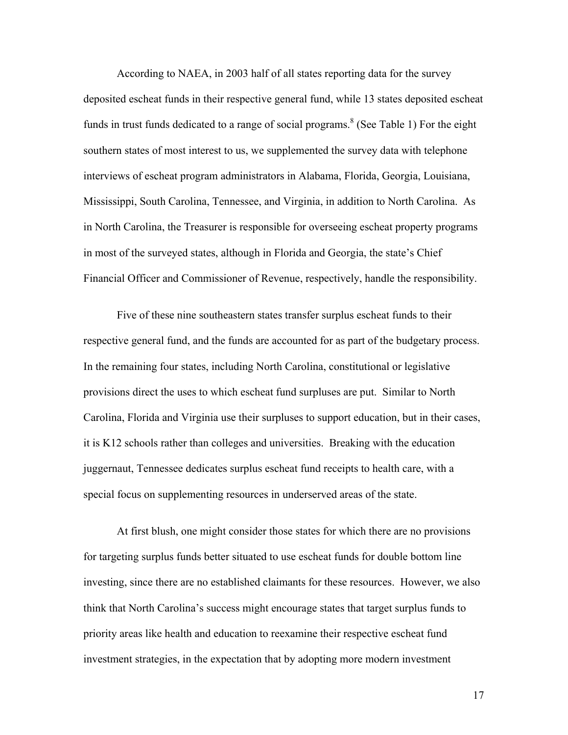According to NAEA, in 2003 half of all states reporting data for the survey deposited escheat funds in their respective general fund, while 13 states deposited escheat funds in trust funds dedicated to a range of social programs.[8] (See Table 1) For the eight southern states of most interest to us, we supplemented the survey data with telephone interviews of escheat program administrators in Alabama, Florida, Georgia, Louisiana, Mississippi, South Carolina, Tennessee, and Virginia, in addition to North Carolina. As in North Carolina, the Treasurer is responsible for overseeing escheat property programs in most of the surveyed states, although in Florida and Georgia, the state's Chief Financial Officer and Commissioner of Revenue, respectively, handle the responsibility.

Five of these nine southeastern states transfer surplus escheat funds to their respective general fund, and the funds are accounted for as part of the budgetary process. In the remaining four states, including North Carolina, constitutional or legislative provisions direct the uses to which escheat fund surpluses are put. Similar to North Carolina, Florida and Virginia use their surpluses to support education, but in their cases, it is K12 schools rather than colleges and universities. Breaking with the education juggernaut, Tennessee dedicates surplus escheat fund receipts to health care, with a special focus on supplementing resources in underserved areas of the state.

At first blush, one might consider those states for which there are no provisions for targeting surplus funds better situated to use escheat funds for double bottom line investing, since there are no established claimants for these resources. However, we also think that North Carolina's success might encourage states that target surplus funds to priority areas like health and education to reexamine their respective escheat fund investment strategies, in the expectation that by adopting more modern investment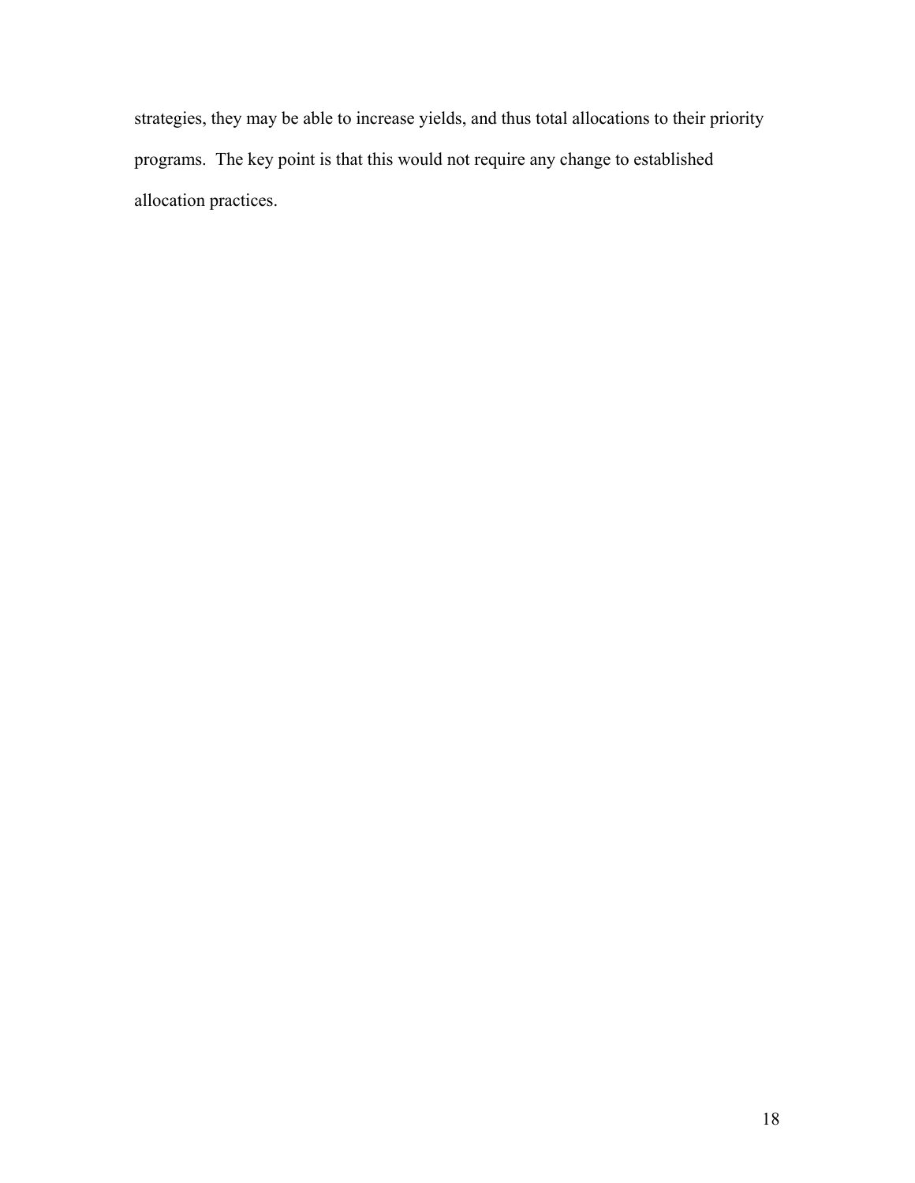strategies, they may be able to increase yields, and thus total allocations to their priority programs. The key point is that this would not require any change to established allocation practices.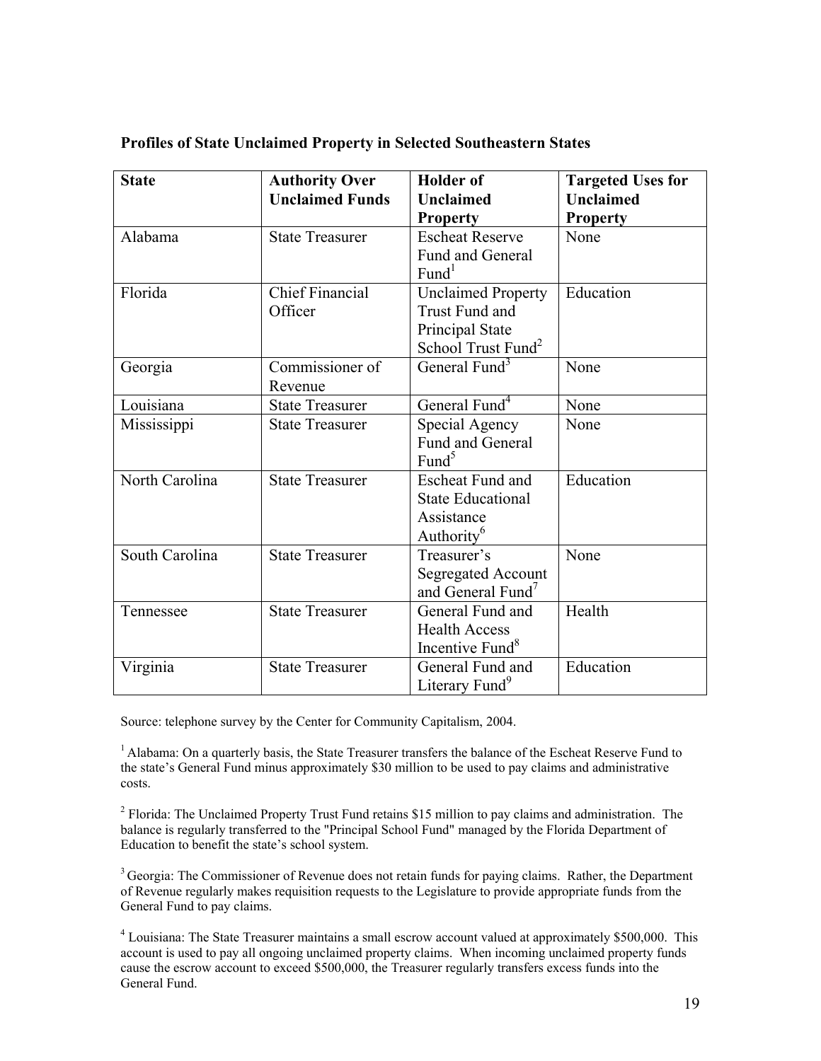**Profiles of State Unclaimed Property in Selected Southeastern States**

| State | Authority Over Unclaimed Funds | Holder of Unclaimed Property | Targeted Uses for Unclaimed Property |
|---|---|---|---|
| Alabama | State Treasurer | Escheat Reserve Fund and General Fund[1] | None |
| Florida | Chief Financial Officer | Unclaimed Property Trust Fund and Principal State School Trust Fund[2] | Education |
| Georgia | Commissioner of Revenue | General Fund[3] | None |
| Louisiana | State Treasurer | General Fund[4] | None |
| Mississippi | State Treasurer | Special Agency Fund and General Fund[5] | None |
| North Carolina | State Treasurer | Escheat Fund and State Educational Assistance Authority[6] | Education |
| South Carolina | State Treasurer | Treasurer's Segregated Account and General Fund[7] | None |
| Tennessee | State Treasurer | General Fund and Health Access Incentive Fund[8] | Health |
| Virginia | State Treasurer | General Fund and Literary Fund[9] | Education |

Source: telephone survey by the Center for Community Capitalism, 2004.

[1] Alabama: On a quarterly basis, the State Treasurer transfers the balance of the Escheat Reserve Fund to the state's General Fund minus approximately $30 million to be used to pay claims and administrative costs.

[2] Florida: The Unclaimed Property Trust Fund retains $15 million to pay claims and administration. The balance is regularly transferred to the "Principal School Fund" managed by the Florida Department of Education to benefit the state's school system.

[3] Georgia: The Commissioner of Revenue does not retain funds for paying claims. Rather, the Department of Revenue regularly makes requisition requests to the Legislature to provide appropriate funds from the General Fund to pay claims.

[4] Louisiana: The State Treasurer maintains a small escrow account valued at approximately $500,000. This account is used to pay all ongoing unclaimed property claims. When incoming unclaimed property funds cause the escrow account to exceed $500,000, the Treasurer regularly transfers excess funds into the General Fund.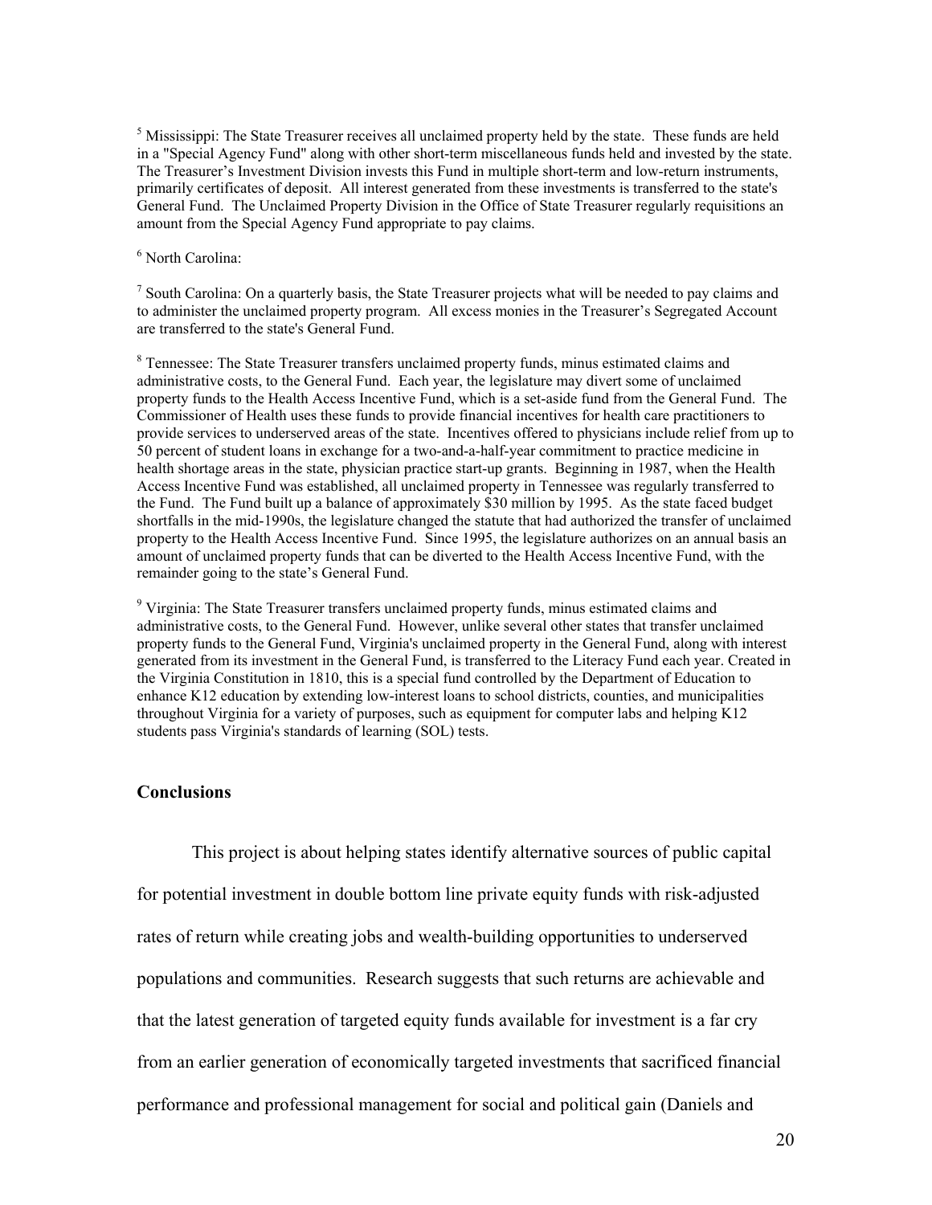[5] Mississippi: The State Treasurer receives all unclaimed property held by the state. These funds are held in a "Special Agency Fund" along with other short-term miscellaneous funds held and invested by the state. The Treasurer's Investment Division invests this Fund in multiple short-term and low-return instruments, primarily certificates of deposit. All interest generated from these investments is transferred to the state's General Fund. The Unclaimed Property Division in the Office of State Treasurer regularly requisitions an amount from the Special Agency Fund appropriate to pay claims.

[6] North Carolina:

[7] South Carolina: On a quarterly basis, the State Treasurer projects what will be needed to pay claims and to administer the unclaimed property program. All excess monies in the Treasurer's Segregated Account are transferred to the state's General Fund.

[8] Tennessee: The State Treasurer transfers unclaimed property funds, minus estimated claims and administrative costs, to the General Fund. Each year, the legislature may divert some of unclaimed property funds to the Health Access Incentive Fund, which is a set-aside fund from the General Fund. The Commissioner of Health uses these funds to provide financial incentives for health care practitioners to provide services to underserved areas of the state. Incentives offered to physicians include relief from up to 50 percent of student loans in exchange for a two-and-a-half-year commitment to practice medicine in health shortage areas in the state, physician practice start-up grants. Beginning in 1987, when the Health Access Incentive Fund was established, all unclaimed property in Tennessee was regularly transferred to the Fund. The Fund built up a balance of approximately $30 million by 1995. As the state faced budget shortfalls in the mid-1990s, the legislature changed the statute that had authorized the transfer of unclaimed property to the Health Access Incentive Fund. Since 1995, the legislature authorizes on an annual basis an amount of unclaimed property funds that can be diverted to the Health Access Incentive Fund, with the remainder going to the state's General Fund.

[9] Virginia: The State Treasurer transfers unclaimed property funds, minus estimated claims and administrative costs, to the General Fund. However, unlike several other states that transfer unclaimed property funds to the General Fund, Virginia's unclaimed property in the General Fund, along with interest generated from its investment in the General Fund, is transferred to the Literacy Fund each year. Created in the Virginia Constitution in 1810, this is a special fund controlled by the Department of Education to enhance K12 education by extending low-interest loans to school districts, counties, and municipalities throughout Virginia for a variety of purposes, such as equipment for computer labs and helping K12 students pass Virginia's standards of learning (SOL) tests.

## Conclusions

This project is about helping states identify alternative sources of public capital for potential investment in double bottom line private equity funds with risk-adjusted rates of return while creating jobs and wealth-building opportunities to underserved populations and communities. Research suggests that such returns are achievable and that the latest generation of targeted equity funds available for investment is a far cry from an earlier generation of economically targeted investments that sacrificed financial performance and professional management for social and political gain (Daniels and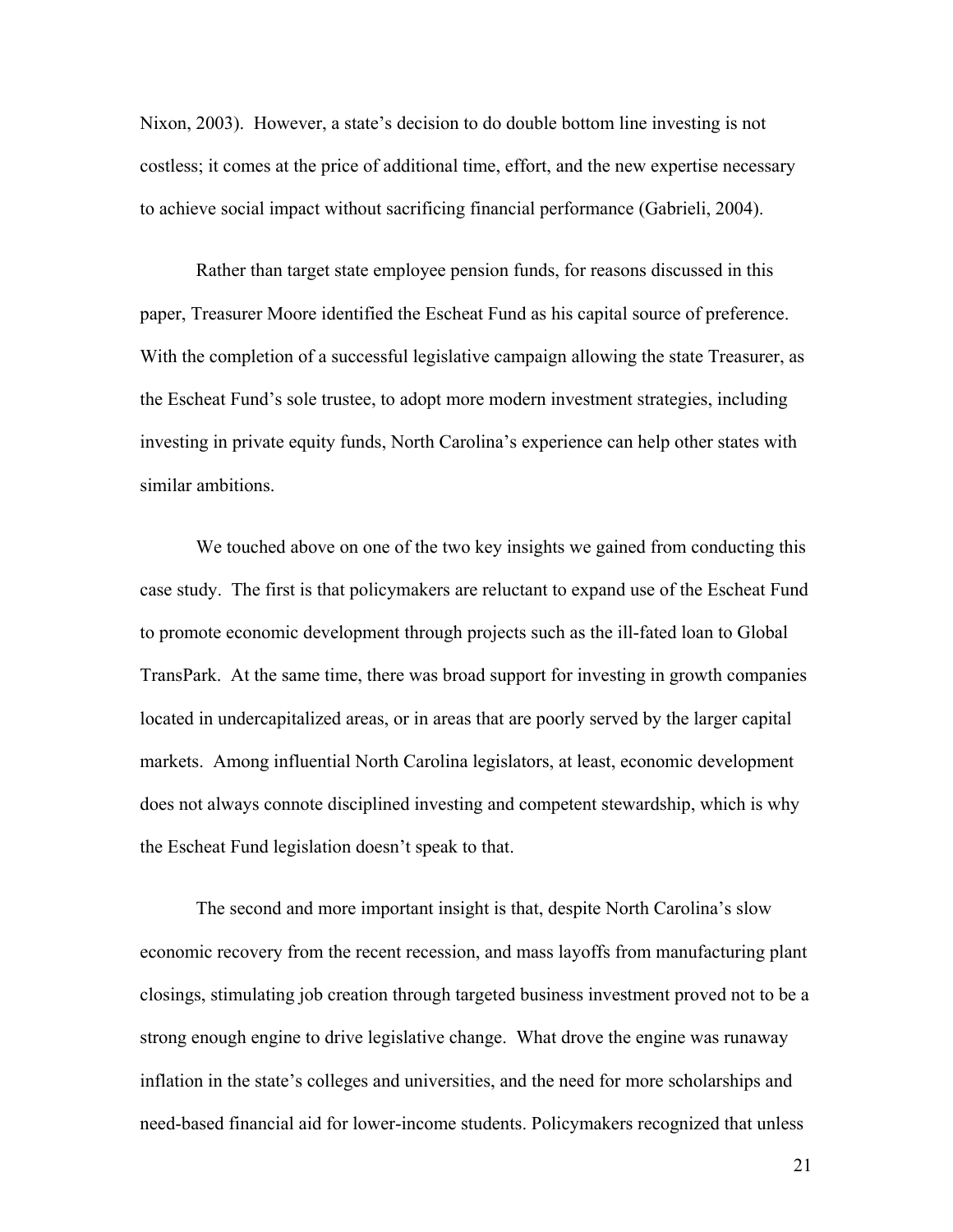Nixon, 2003). However, a state's decision to do double bottom line investing is not costless; it comes at the price of additional time, effort, and the new expertise necessary to achieve social impact without sacrificing financial performance (Gabrieli, 2004).

Rather than target state employee pension funds, for reasons discussed in this paper, Treasurer Moore identified the Escheat Fund as his capital source of preference. With the completion of a successful legislative campaign allowing the state Treasurer, as the Escheat Fund's sole trustee, to adopt more modern investment strategies, including investing in private equity funds, North Carolina's experience can help other states with similar ambitions.

We touched above on one of the two key insights we gained from conducting this case study. The first is that policymakers are reluctant to expand use of the Escheat Fund to promote economic development through projects such as the ill-fated loan to Global TransPark. At the same time, there was broad support for investing in growth companies located in undercapitalized areas, or in areas that are poorly served by the larger capital markets. Among influential North Carolina legislators, at least, economic development does not always connote disciplined investing and competent stewardship, which is why the Escheat Fund legislation doesn't speak to that.

The second and more important insight is that, despite North Carolina's slow economic recovery from the recent recession, and mass layoffs from manufacturing plant closings, stimulating job creation through targeted business investment proved not to be a strong enough engine to drive legislative change. What drove the engine was runaway inflation in the state's colleges and universities, and the need for more scholarships and need-based financial aid for lower-income students. Policymakers recognized that unless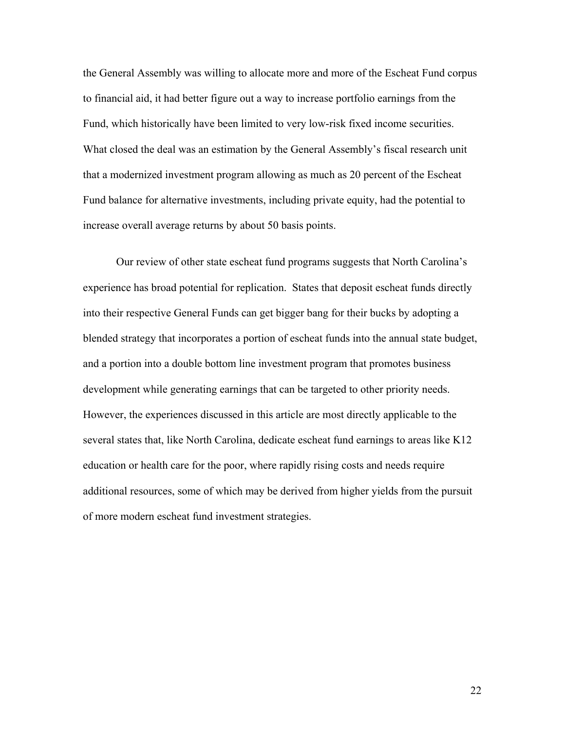the General Assembly was willing to allocate more and more of the Escheat Fund corpus to financial aid, it had better figure out a way to increase portfolio earnings from the Fund, which historically have been limited to very low-risk fixed income securities. What closed the deal was an estimation by the General Assembly's fiscal research unit that a modernized investment program allowing as much as 20 percent of the Escheat Fund balance for alternative investments, including private equity, had the potential to increase overall average returns by about 50 basis points.

Our review of other state escheat fund programs suggests that North Carolina's experience has broad potential for replication. States that deposit escheat funds directly into their respective General Funds can get bigger bang for their bucks by adopting a blended strategy that incorporates a portion of escheat funds into the annual state budget, and a portion into a double bottom line investment program that promotes business development while generating earnings that can be targeted to other priority needs. However, the experiences discussed in this article are most directly applicable to the several states that, like North Carolina, dedicate escheat fund earnings to areas like K12 education or health care for the poor, where rapidly rising costs and needs require additional resources, some of which may be derived from higher yields from the pursuit of more modern escheat fund investment strategies.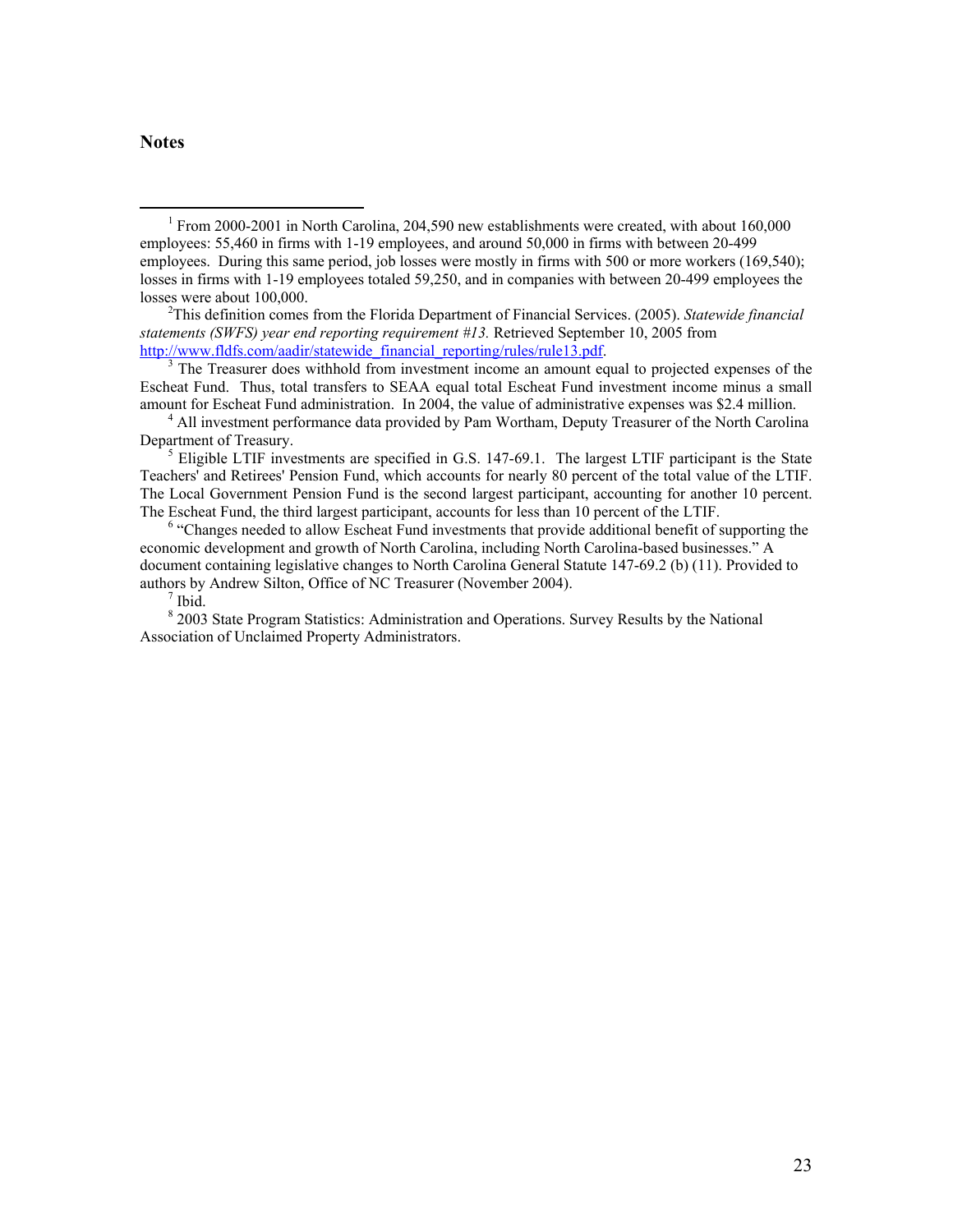## Notes

[1] From 2000-2001 in North Carolina, 204,590 new establishments were created, with about 160,000 employees: 55,460 in firms with 1-19 employees, and around 50,000 in firms with between 20-499 employees. During this same period, job losses were mostly in firms with 500 or more workers (169,540); losses in firms with 1-19 employees totaled 59,250, and in companies with between 20-499 employees the losses were about 100,000.

[2] This definition comes from the Florida Department of Financial Services. (2005). *Statewide financial statements (SWFS) year end reporting requirement #13.* Retrieved September 10, 2005 from http://www.fldfs.com/aadir/statewide_financial_reporting/rules/rule13.pdf.

[3] The Treasurer does withhold from investment income an amount equal to projected expenses of the Escheat Fund. Thus, total transfers to SEAA equal total Escheat Fund investment income minus a small amount for Escheat Fund administration. In 2004, the value of administrative expenses was $2.4 million.

[4] All investment performance data provided by Pam Wortham, Deputy Treasurer of the North Carolina Department of Treasury.

[5] Eligible LTIF investments are specified in G.S. 147-69.1. The largest LTIF participant is the State Teachers' and Retirees' Pension Fund, which accounts for nearly 80 percent of the total value of the LTIF. The Local Government Pension Fund is the second largest participant, accounting for another 10 percent. The Escheat Fund, the third largest participant, accounts for less than 10 percent of the LTIF.

[6] "Changes needed to allow Escheat Fund investments that provide additional benefit of supporting the economic development and growth of North Carolina, including North Carolina-based businesses." A document containing legislative changes to North Carolina General Statute 147-69.2 (b) (11). Provided to authors by Andrew Silton, Office of NC Treasurer (November 2004).

[7] Ibid.

[8] 2003 State Program Statistics: Administration and Operations. Survey Results by the National Association of Unclaimed Property Administrators.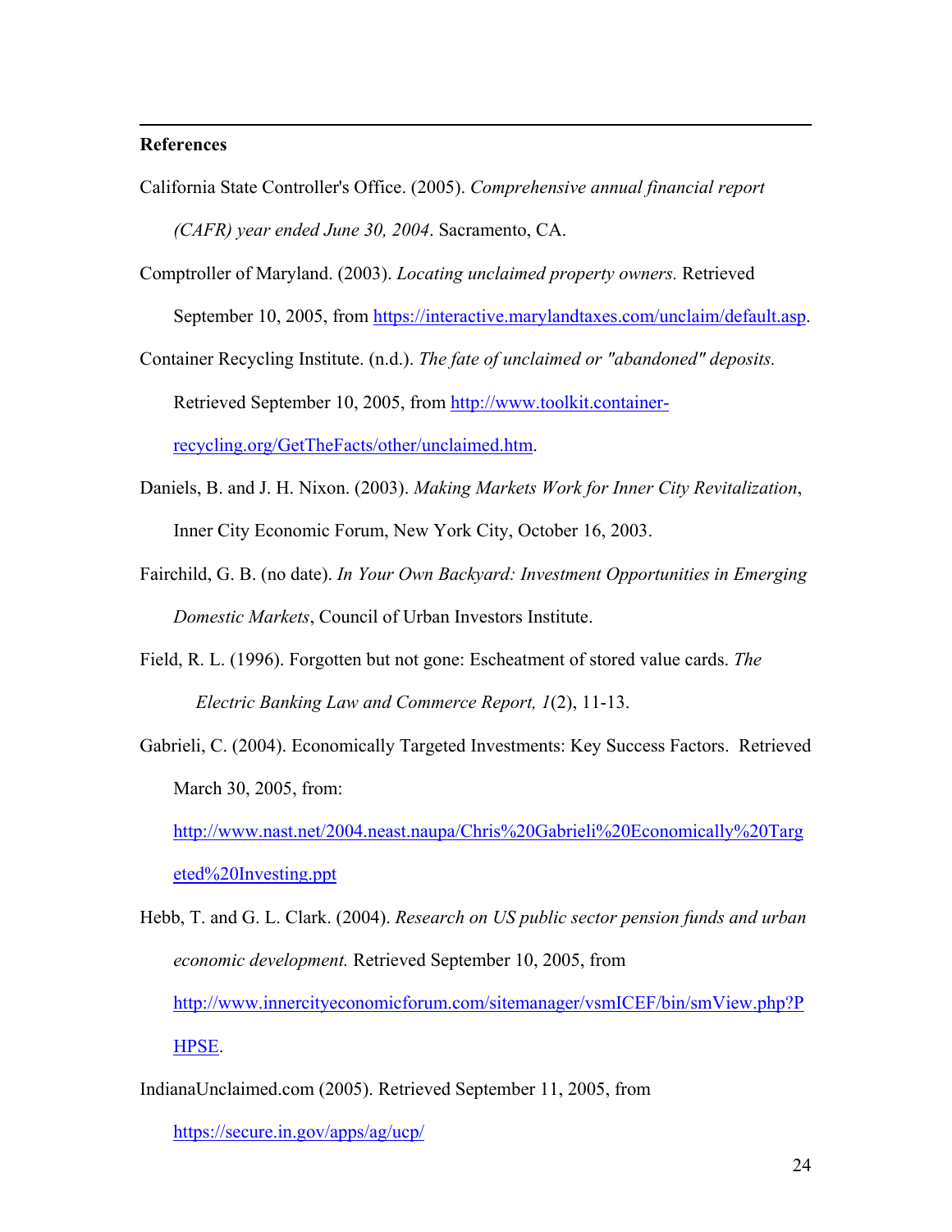**References**

California State Controller's Office. (2005). *Comprehensive annual financial report (CAFR) year ended June 30, 2004*. Sacramento, CA.

Comptroller of Maryland. (2003). *Locating unclaimed property owners.* Retrieved September 10, 2005, from https://interactive.marylandtaxes.com/unclaim/default.asp.

Container Recycling Institute. (n.d.). *The fate of unclaimed or "abandoned" deposits.* Retrieved September 10, 2005, from http://www.toolkit.container-recycling.org/GetTheFacts/other/unclaimed.htm.

Daniels, B. and J. H. Nixon. (2003). *Making Markets Work for Inner City Revitalization*, Inner City Economic Forum, New York City, October 16, 2003.

Fairchild, G. B. (no date). *In Your Own Backyard: Investment Opportunities in Emerging Domestic Markets*, Council of Urban Investors Institute.

Field, R. L. (1996). Forgotten but not gone: Escheatment of stored value cards. *The Electric Banking Law and Commerce Report, 1*(2), 11-13.

Gabrieli, C. (2004). Economically Targeted Investments: Key Success Factors. Retrieved March 30, 2005, from: http://www.nast.net/2004.neast.naupa/Chris%20Gabrieli%20Economically%20Targeted%20Investing.ppt

Hebb, T. and G. L. Clark. (2004). *Research on US public sector pension funds and urban economic development.* Retrieved September 10, 2005, from http://www.innercityeconomicforum.com/sitemanager/vsmICEF/bin/smView.php?PHPSE.

IndianaUnclaimed.com (2005). Retrieved September 11, 2005, from https://secure.in.gov/apps/ag/ucp/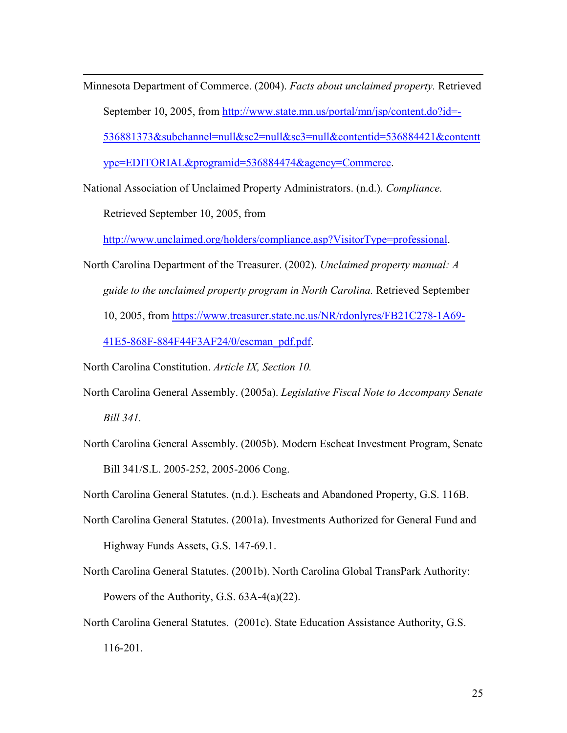Minnesota Department of Commerce. (2004). *Facts about unclaimed property.* Retrieved September 10, 2005, from http://www.state.mn.us/portal/mn/jsp/content.do?id=-536881373&subchannel=null&sc2=null&sc3=null&contentid=536884421&contenttype=EDITORIAL&programid=536884474&agency=Commerce.

National Association of Unclaimed Property Administrators. (n.d.). *Compliance.* Retrieved September 10, 2005, from http://www.unclaimed.org/holders/compliance.asp?VisitorType=professional.

North Carolina Department of the Treasurer. (2002). *Unclaimed property manual: A guide to the unclaimed property program in North Carolina.* Retrieved September 10, 2005, from https://www.treasurer.state.nc.us/NR/rdonlyres/FB21C278-1A69-41E5-868F-884F44F3AF24/0/escman_pdf.pdf.

North Carolina Constitution. *Article IX, Section 10.*

North Carolina General Assembly. (2005a). *Legislative Fiscal Note to Accompany Senate Bill 341.*

North Carolina General Assembly. (2005b). Modern Escheat Investment Program, Senate Bill 341/S.L. 2005-252, 2005-2006 Cong.

North Carolina General Statutes. (n.d.). Escheats and Abandoned Property, G.S. 116B.

North Carolina General Statutes. (2001a). Investments Authorized for General Fund and Highway Funds Assets, G.S. 147-69.1.

North Carolina General Statutes. (2001b). North Carolina Global TransPark Authority: Powers of the Authority, G.S. 63A-4(a)(22).

North Carolina General Statutes. (2001c). State Education Assistance Authority, G.S. 116-201.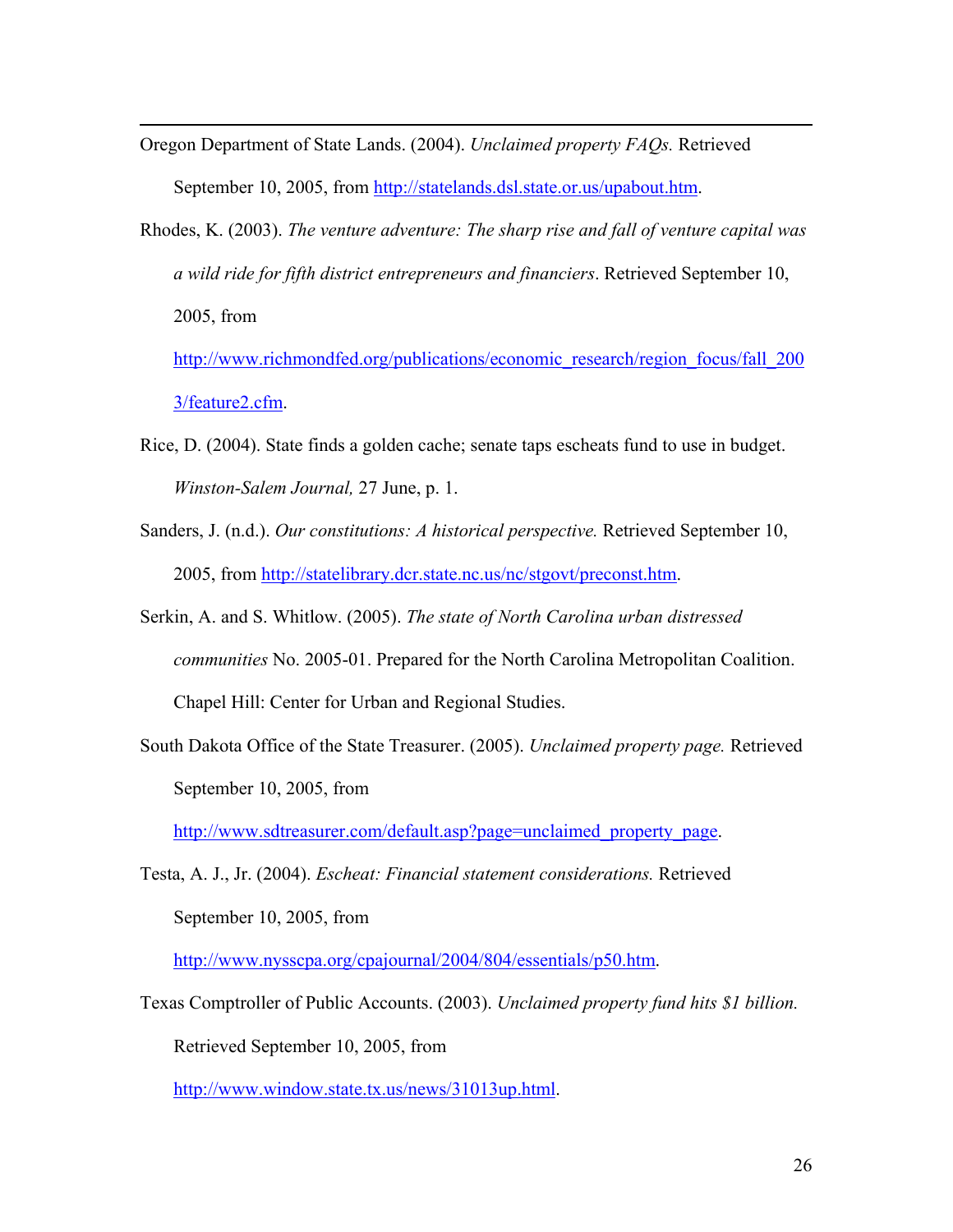Oregon Department of State Lands. (2004). *Unclaimed property FAQs.* Retrieved September 10, 2005, from http://statelands.dsl.state.or.us/upabout.htm.

Rhodes, K. (2003). *The venture adventure: The sharp rise and fall of venture capital was a wild ride for fifth district entrepreneurs and financiers*. Retrieved September 10, 2005, from http://www.richmondfed.org/publications/economic_research/region_focus/fall_2003/feature2.cfm.

Rice, D. (2004). State finds a golden cache; senate taps escheats fund to use in budget. *Winston-Salem Journal,* 27 June, p. 1.

Sanders, J. (n.d.). *Our constitutions: A historical perspective.* Retrieved September 10, 2005, from http://statelibrary.dcr.state.nc.us/nc/stgovt/preconst.htm.

Serkin, A. and S. Whitlow. (2005). *The state of North Carolina urban distressed communities* No. 2005-01. Prepared for the North Carolina Metropolitan Coalition. Chapel Hill: Center for Urban and Regional Studies.

South Dakota Office of the State Treasurer. (2005). *Unclaimed property page.* Retrieved September 10, 2005, from http://www.sdtreasurer.com/default.asp?page=unclaimed_property_page.

Testa, A. J., Jr. (2004). *Escheat: Financial statement considerations.* Retrieved September 10, 2005, from http://www.nysscpa.org/cpajournal/2004/804/essentials/p50.htm.

Texas Comptroller of Public Accounts. (2003). *Unclaimed property fund hits $1 billion.* Retrieved September 10, 2005, from http://www.window.state.tx.us/news/31013up.html.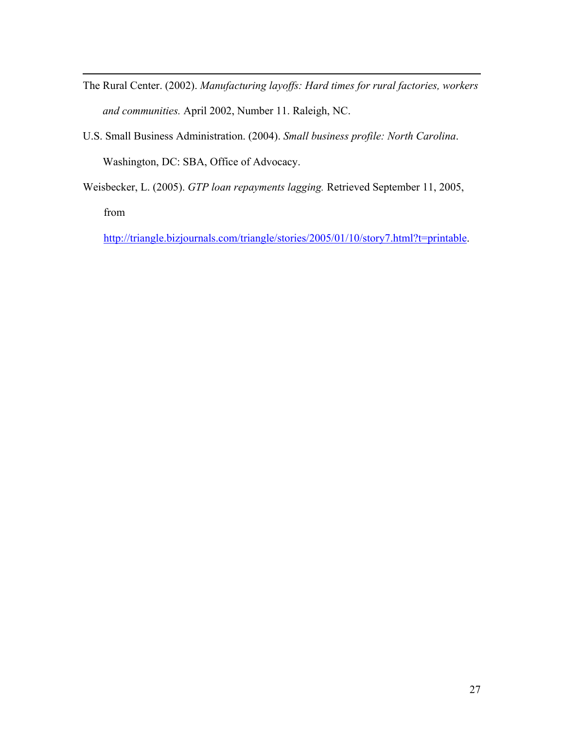The Rural Center. (2002). *Manufacturing layoffs: Hard times for rural factories, workers and communities.* April 2002, Number 11. Raleigh, NC.

U.S. Small Business Administration. (2004). *Small business profile: North Carolina*. Washington, DC: SBA, Office of Advocacy.

Weisbecker, L. (2005). *GTP loan repayments lagging.* Retrieved September 11, 2005, from http://triangle.bizjournals.com/triangle/stories/2005/01/10/story7.html?t=printable.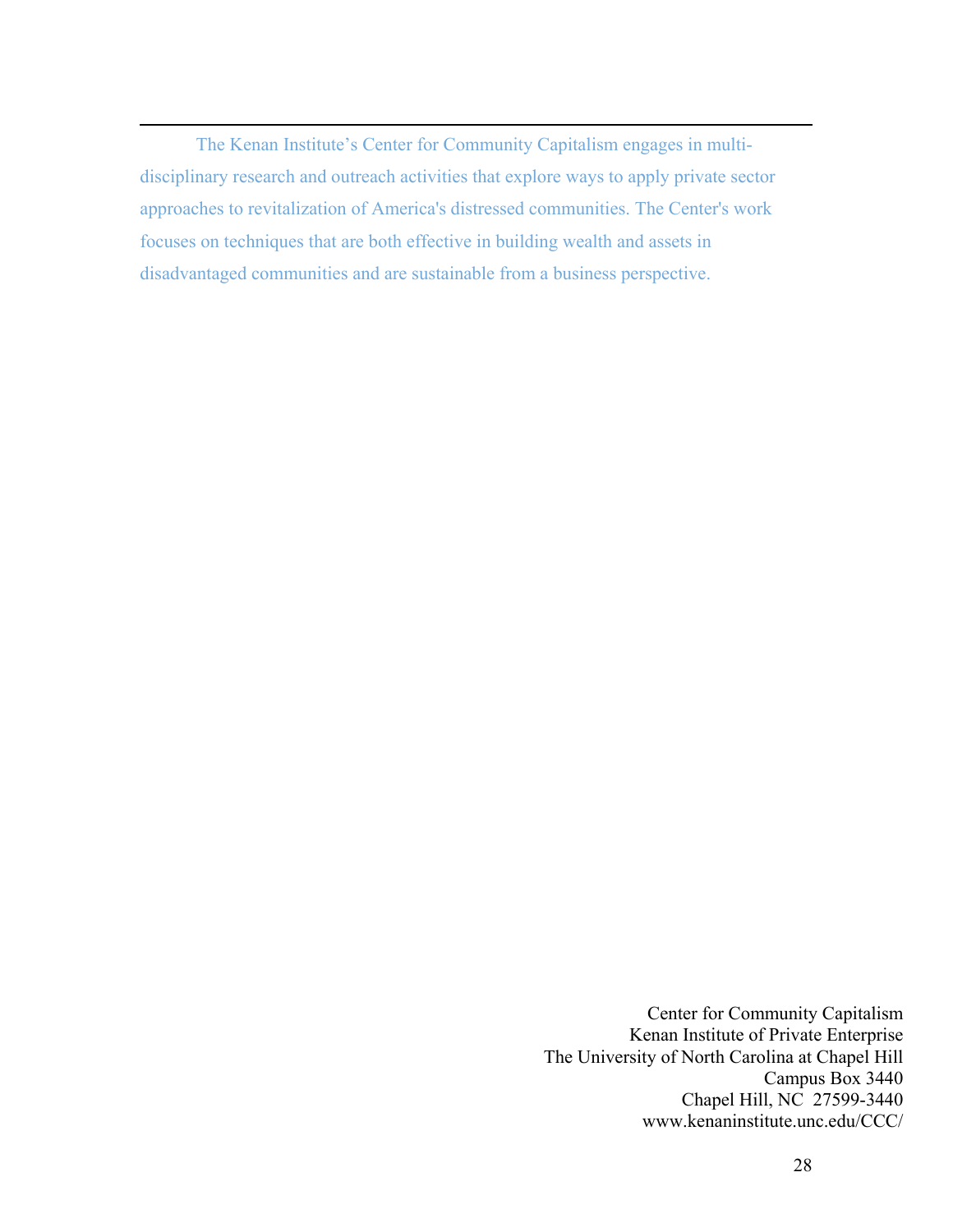---

The Kenan Institute's Center for Community Capitalism engages in multi-disciplinary research and outreach activities that explore ways to apply private sector approaches to revitalization of America's distressed communities. The Center's work focuses on techniques that are both effective in building wealth and assets in disadvantaged communities and are sustainable from a business perspective.

Center for Community Capitalism
Kenan Institute of Private Enterprise
The University of North Carolina at Chapel Hill
Campus Box 3440
Chapel Hill, NC 27599-3440
www.kenaninstitute.unc.edu/CCC/